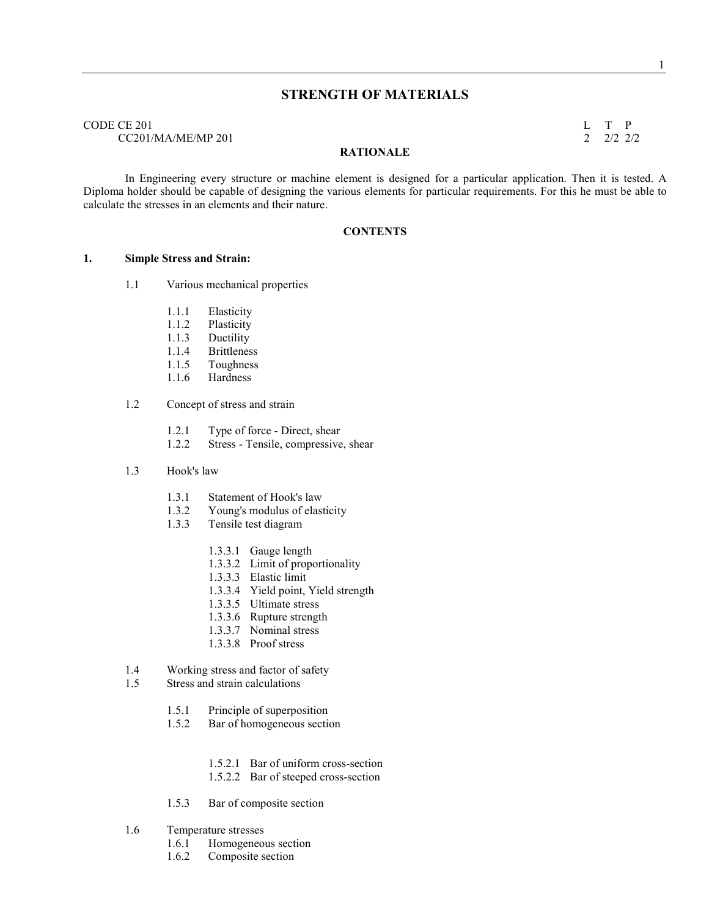# STRENGTH OF MATERIALS

CODE CE 201
CC201/MA/ME/MP 201

| L | T | P |
|---|---|---|
| 2 | 2/2 | 2/2 |

## RATIONALE

In Engineering every structure or machine element is designed for a particular application. Then it is tested. A Diploma holder should be capable of designing the various elements for particular requirements. For this he must be able to calculate the stresses in an elements and their nature.

## CONTENTS

### 1. Simple Stress and Strain:

- 1.1 Various mechanical properties
  - 1.1.1 Elasticity
  - 1.1.2 Plasticity
  - 1.1.3 Ductility
  - 1.1.4 Brittleness
  - 1.1.5 Toughness
  - 1.1.6 Hardness
- 1.2 Concept of stress and strain
  - 1.2.1 Type of force - Direct, shear
  - 1.2.2 Stress - Tensile, compressive, shear
- 1.3 Hook's law
  - 1.3.1 Statement of Hook's law
  - 1.3.2 Young's modulus of elasticity
  - 1.3.3 Tensile test diagram
    - 1.3.3.1 Gauge length
    - 1.3.3.2 Limit of proportionality
    - 1.3.3.3 Elastic limit
    - 1.3.3.4 Yield point, Yield strength
    - 1.3.3.5 Ultimate stress
    - 1.3.3.6 Rupture strength
    - 1.3.3.7 Nominal stress
    - 1.3.3.8 Proof stress
- 1.4 Working stress and factor of safety
- 1.5 Stress and strain calculations
  - 1.5.1 Principle of superposition
  - 1.5.2 Bar of homogeneous section
    - 1.5.2.1 Bar of uniform cross-section
    - 1.5.2.2 Bar of steeped cross-section
  - 1.5.3 Bar of composite section
- 1.6 Temperature stresses
  - 1.6.1 Homogeneous section
  - 1.6.2 Composite section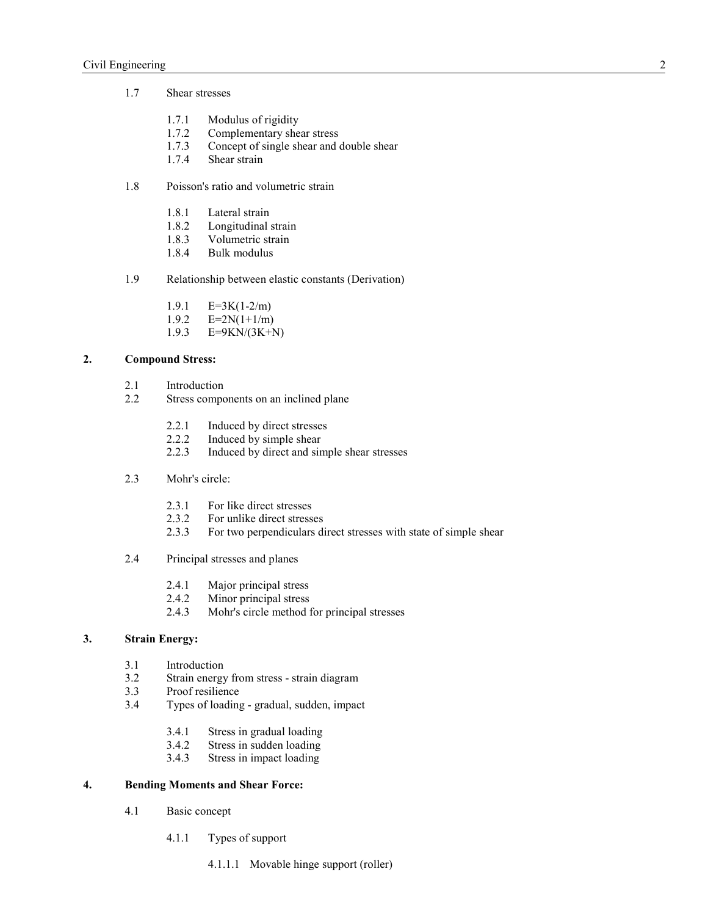1.7 Shear stresses

- 1.7.1 Modulus of rigidity
- 1.7.2 Complementary shear stress
- 1.7.3 Concept of single shear and double shear
- 1.7.4 Shear strain

1.8 Poisson's ratio and volumetric strain

- 1.8.1 Lateral strain
- 1.8.2 Longitudinal strain
- 1.8.3 Volumetric strain
- 1.8.4 Bulk modulus

1.9 Relationship between elastic constants (Derivation)

- 1.9.1 $E=3K(1-2/m)$
- 1.9.2 $E=2N(1+1/m)$
- 1.9.3 $E=9KN/(3K+N)$

## 2. Compound Stress:

2.1 Introduction

2.2 Stress components on an inclined plane

- 2.2.1 Induced by direct stresses
- 2.2.2 Induced by simple shear
- 2.2.3 Induced by direct and simple shear stresses

2.3 Mohr's circle:

- 2.3.1 For like direct stresses
- 2.3.2 For unlike direct stresses
- 2.3.3 For two perpendiculars direct stresses with state of simple shear

2.4 Principal stresses and planes

- 2.4.1 Major principal stress
- 2.4.2 Minor principal stress
- 2.4.3 Mohr's circle method for principal stresses

## 3. Strain Energy:

3.1 Introduction

3.2 Strain energy from stress - strain diagram

3.3 Proof resilience

3.4 Types of loading - gradual, sudden, impact

- 3.4.1 Stress in gradual loading
- 3.4.2 Stress in sudden loading
- 3.4.3 Stress in impact loading

## 4. Bending Moments and Shear Force:

4.1 Basic concept

- 4.1.1 Types of support
  - 4.1.1.1 Movable hinge support (roller)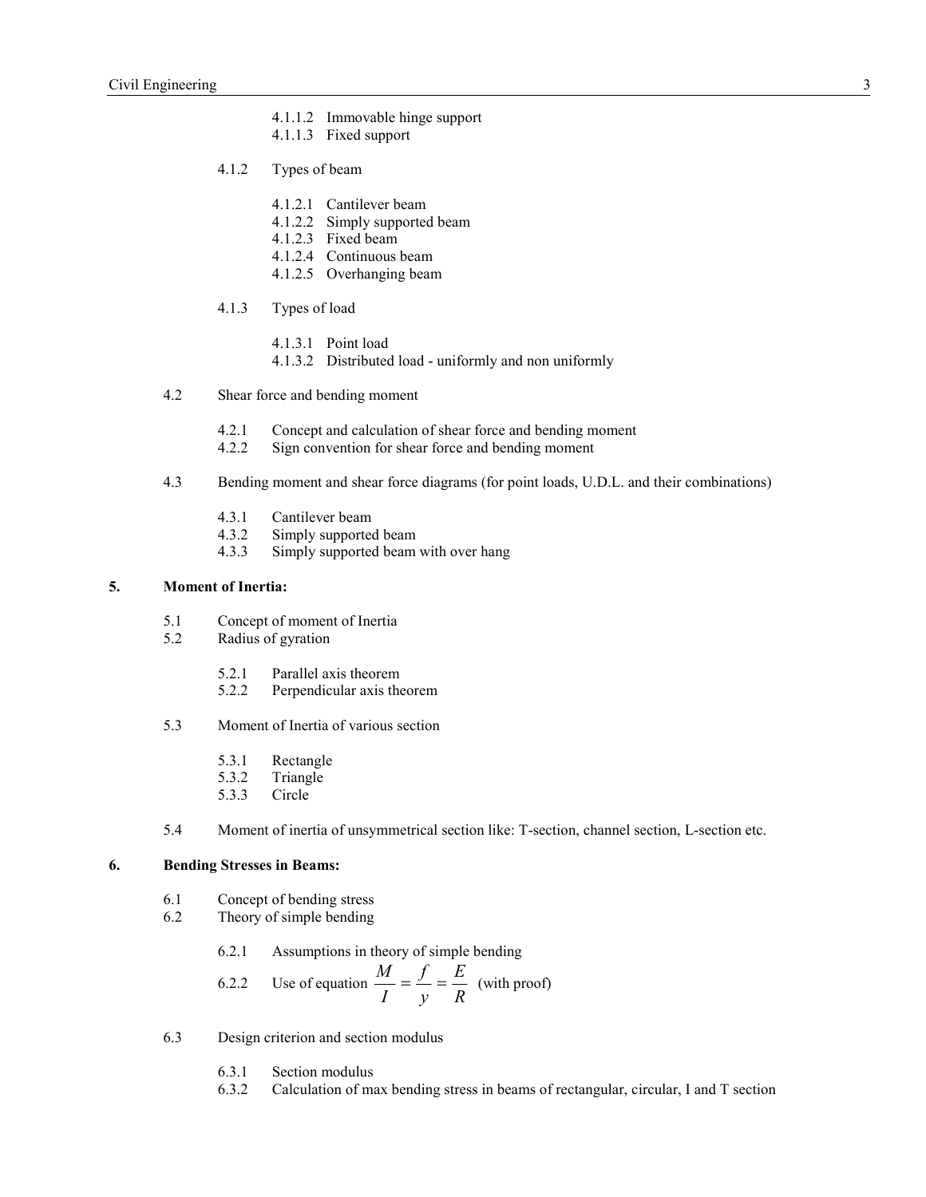- 4.1.1.2 Immovable hinge support
- 4.1.1.3 Fixed support

4.1.2 Types of beam

- 4.1.2.1 Cantilever beam
- 4.1.2.2 Simply supported beam
- 4.1.2.3 Fixed beam
- 4.1.2.4 Continuous beam
- 4.1.2.5 Overhanging beam

4.1.3 Types of load

- 4.1.3.1 Point load
- 4.1.3.2 Distributed load - uniformly and non uniformly

4.2 Shear force and bending moment

- 4.2.1 Concept and calculation of shear force and bending moment
- 4.2.2 Sign convention for shear force and bending moment

4.3 Bending moment and shear force diagrams (for point loads, U.D.L. and their combinations)

- 4.3.1 Cantilever beam
- 4.3.2 Simply supported beam
- 4.3.3 Simply supported beam with over hang

## 5. Moment of Inertia:

5.1 Concept of moment of Inertia

5.2 Radius of gyration

- 5.2.1 Parallel axis theorem
- 5.2.2 Perpendicular axis theorem

5.3 Moment of Inertia of various section

- 5.3.1 Rectangle
- 5.3.2 Triangle
- 5.3.3 Circle

5.4 Moment of inertia of unsymmetrical section like: T-section, channel section, L-section etc.

## 6. Bending Stresses in Beams:

6.1 Concept of bending stress

6.2 Theory of simple bending

- 6.2.1 Assumptions in theory of simple bending
- 6.2.2 Use of equation $\frac{M}{I} = \frac{f}{y} = \frac{E}{R}$ (with proof)

6.3 Design criterion and section modulus

- 6.3.1 Section modulus
- 6.3.2 Calculation of max bending stress in beams of rectangular, circular, I and T section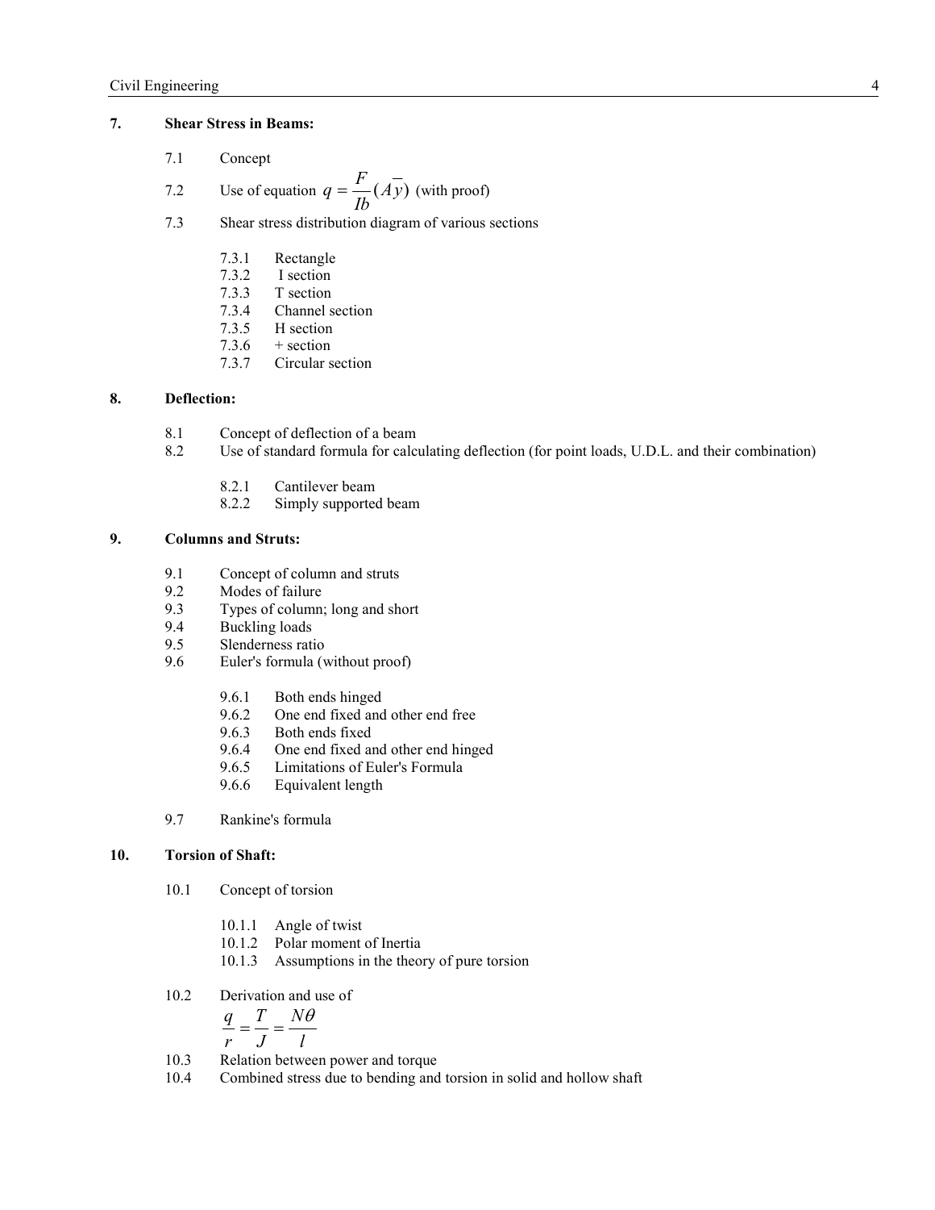## 7. Shear Stress in Beams:

- 7.1 Concept
- 7.2 Use of equation $q = \frac{F}{Ib}(A\overline{y})$ (with proof)
- 7.3 Shear stress distribution diagram of various sections
  - 7.3.1 Rectangle
  - 7.3.2 I section
  - 7.3.3 T section
  - 7.3.4 Channel section
  - 7.3.5 H section
  - 7.3.6 + section
  - 7.3.7 Circular section

## 8. Deflection:

- 8.1 Concept of deflection of a beam
- 8.2 Use of standard formula for calculating deflection (for point loads, U.D.L. and their combination)
  - 8.2.1 Cantilever beam
  - 8.2.2 Simply supported beam

## 9. Columns and Struts:

- 9.1 Concept of column and struts
- 9.2 Modes of failure
- 9.3 Types of column; long and short
- 9.4 Buckling loads
- 9.5 Slenderness ratio
- 9.6 Euler's formula (without proof)
  - 9.6.1 Both ends hinged
  - 9.6.2 One end fixed and other end free
  - 9.6.3 Both ends fixed
  - 9.6.4 One end fixed and other end hinged
  - 9.6.5 Limitations of Euler's Formula
  - 9.6.6 Equivalent length
- 9.7 Rankine's formula

## 10. Torsion of Shaft:

- 10.1 Concept of torsion
  - 10.1.1 Angle of twist
  - 10.1.2 Polar moment of Inertia
  - 10.1.3 Assumptions in the theory of pure torsion
- 10.2 Derivation and use of

$$\frac{q}{r} = \frac{T}{J} = \frac{N\theta}{l}$$

- 10.3 Relation between power and torque
- 10.4 Combined stress due to bending and torsion in solid and hollow shaft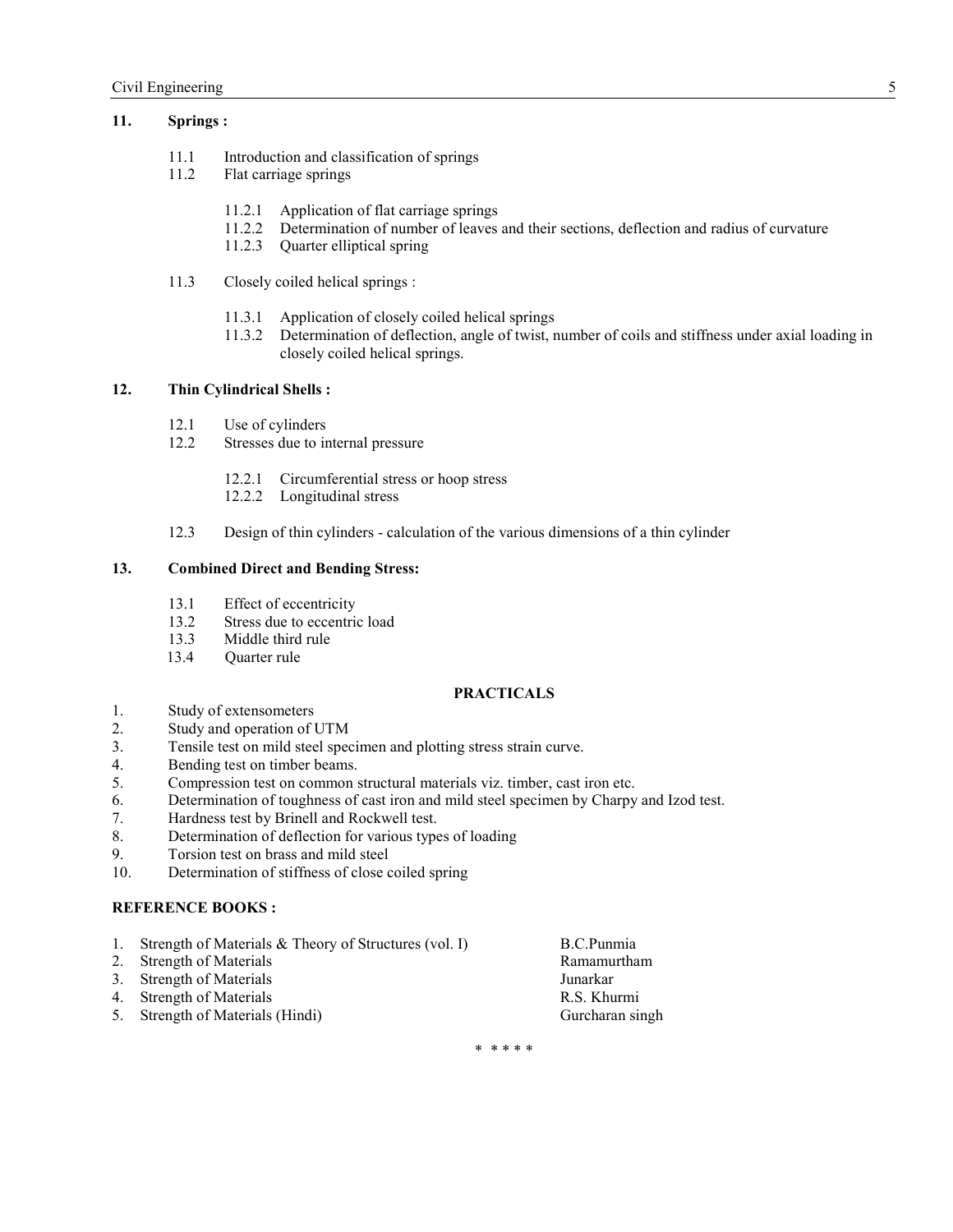## 11. Springs :

- 11.1 Introduction and classification of springs
- 11.2 Flat carriage springs
  - 11.2.1 Application of flat carriage springs
  - 11.2.2 Determination of number of leaves and their sections, deflection and radius of curvature
  - 11.2.3 Quarter elliptical spring
- 11.3 Closely coiled helical springs :
  - 11.3.1 Application of closely coiled helical springs
  - 11.3.2 Determination of deflection, angle of twist, number of coils and stiffness under axial loading in closely coiled helical springs.

## 12. Thin Cylindrical Shells :

- 12.1 Use of cylinders
- 12.2 Stresses due to internal pressure
  - 12.2.1 Circumferential stress or hoop stress
  - 12.2.2 Longitudinal stress
- 12.3 Design of thin cylinders - calculation of the various dimensions of a thin cylinder

## 13. Combined Direct and Bending Stress:

- 13.1 Effect of eccentricity
- 13.2 Stress due to eccentric load
- 13.3 Middle third rule
- 13.4 Quarter rule

## PRACTICALS

1. Study of extensometers
2. Study and operation of UTM
3. Tensile test on mild steel specimen and plotting stress strain curve.
4. Bending test on timber beams.
5. Compression test on common structural materials viz. timber, cast iron etc.
6. Determination of toughness of cast iron and mild steel specimen by Charpy and Izod test.
7. Hardness test by Brinell and Rockwell test.
8. Determination of deflection for various types of loading
9. Torsion test on brass and mild steel
10. Determination of stiffness of close coiled spring

## REFERENCE BOOKS :

| | Title | Author |
|---|---|---|
| 1. | Strength of Materials & Theory of Structures (vol. I) | B.C.Punmia |
| 2. | Strength of Materials | Ramamurtham |
| 3. | Strength of Materials | Junarkar |
| 4. | Strength of Materials | R.S. Khurmi |
| 5. | Strength of Materials (Hindi) | Gurcharan singh |

* * * * *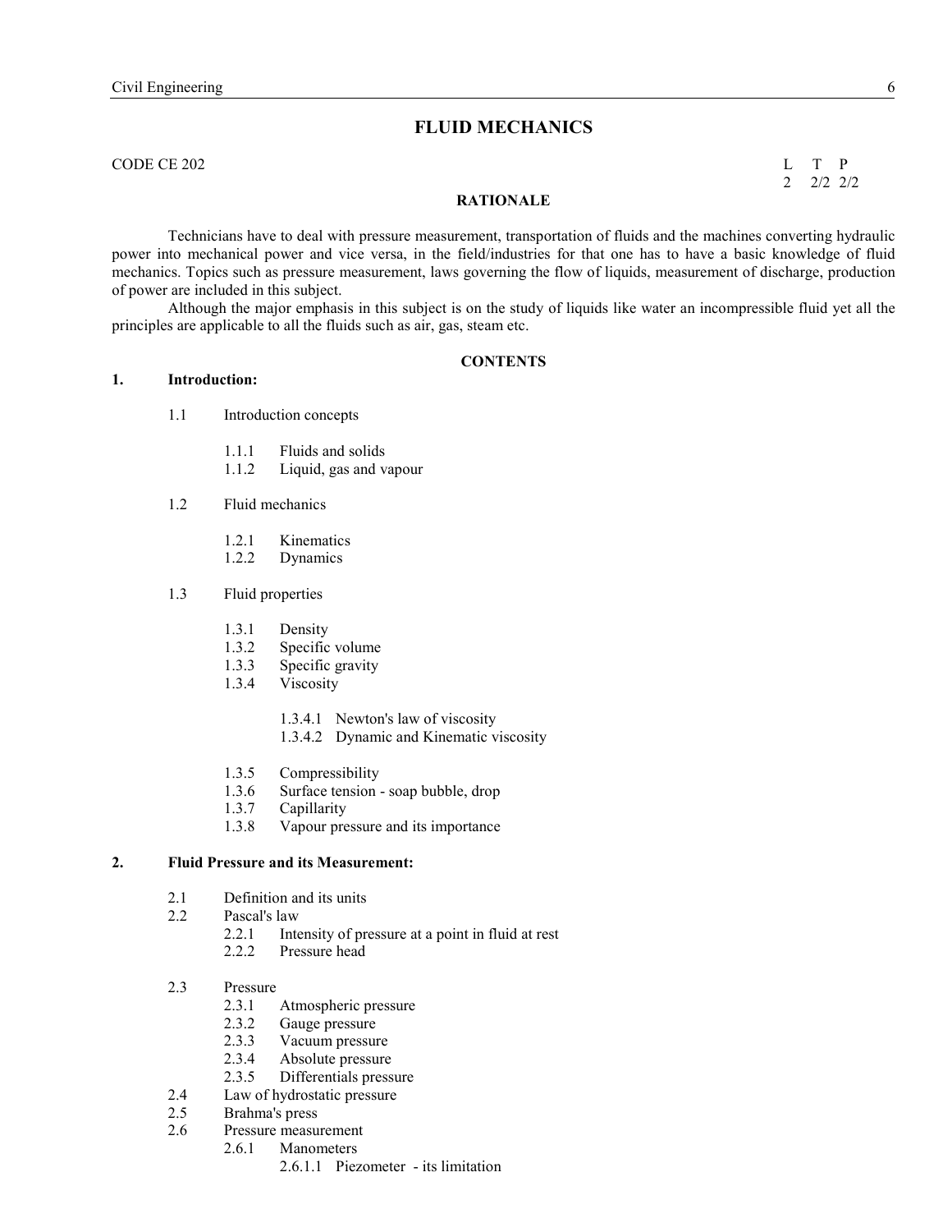# FLUID MECHANICS

CODE CE 202

| L | T | P |
|---|---|---|
| 2 | 2/2 | 2/2 |

## RATIONALE

Technicians have to deal with pressure measurement, transportation of fluids and the machines converting hydraulic power into mechanical power and vice versa, in the field/industries for that one has to have a basic knowledge of fluid mechanics. Topics such as pressure measurement, laws governing the flow of liquids, measurement of discharge, production of power are included in this subject.

Although the major emphasis in this subject is on the study of liquids like water an incompressible fluid yet all the principles are applicable to all the fluids such as air, gas, steam etc.

## CONTENTS

**1. Introduction:**

- 1.1 Introduction concepts
  - 1.1.1 Fluids and solids
  - 1.1.2 Liquid, gas and vapour
- 1.2 Fluid mechanics
  - 1.2.1 Kinematics
  - 1.2.2 Dynamics
- 1.3 Fluid properties
  - 1.3.1 Density
  - 1.3.2 Specific volume
  - 1.3.3 Specific gravity
  - 1.3.4 Viscosity
    - 1.3.4.1 Newton's law of viscosity
    - 1.3.4.2 Dynamic and Kinematic viscosity
  - 1.3.5 Compressibility
  - 1.3.6 Surface tension - soap bubble, drop
  - 1.3.7 Capillarity
  - 1.3.8 Vapour pressure and its importance

**2. Fluid Pressure and its Measurement:**

- 2.1 Definition and its units
- 2.2 Pascal's law
  - 2.2.1 Intensity of pressure at a point in fluid at rest
  - 2.2.2 Pressure head
- 2.3 Pressure
  - 2.3.1 Atmospheric pressure
  - 2.3.2 Gauge pressure
  - 2.3.3 Vacuum pressure
  - 2.3.4 Absolute pressure
  - 2.3.5 Differentials pressure
- 2.4 Law of hydrostatic pressure
- 2.5 Brahma's press
- 2.6 Pressure measurement
  - 2.6.1 Manometers
    - 2.6.1.1 Piezometer - its limitation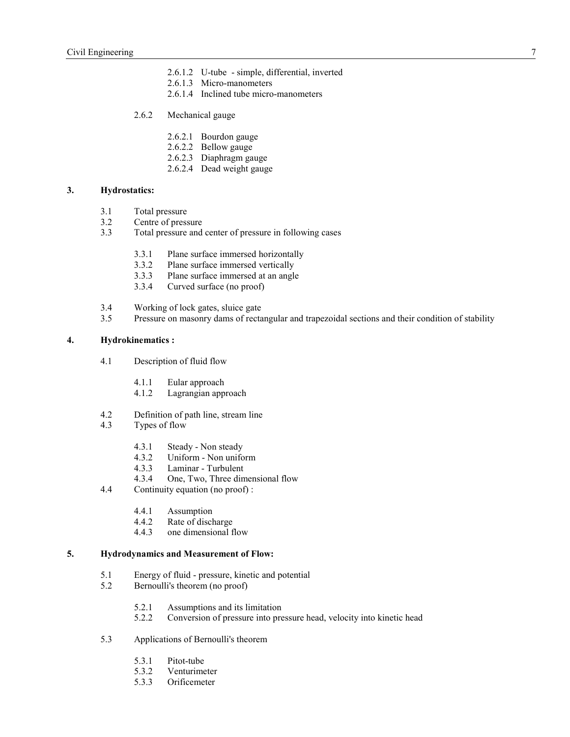- 2.6.1.2 U-tube - simple, differential, inverted
- 2.6.1.3 Micro-manometers
- 2.6.1.4 Inclined tube micro-manometers

2.6.2 Mechanical gauge

- 2.6.2.1 Bourdon gauge
- 2.6.2.2 Bellow gauge
- 2.6.2.3 Diaphragm gauge
- 2.6.2.4 Dead weight gauge

**3. Hydrostatics:**

3.1 Total pressure
3.2 Centre of pressure
3.3 Total pressure and center of pressure in following cases

- 3.3.1 Plane surface immersed horizontally
- 3.3.2 Plane surface immersed vertically
- 3.3.3 Plane surface immersed at an angle
- 3.3.4 Curved surface (no proof)

3.4 Working of lock gates, sluice gate
3.5 Pressure on masonry dams of rectangular and trapezoidal sections and their condition of stability

**4. Hydrokinematics :**

4.1 Description of fluid flow

- 4.1.1 Eular approach
- 4.1.2 Lagrangian approach

4.2 Definition of path line, stream line
4.3 Types of flow

- 4.3.1 Steady - Non steady
- 4.3.2 Uniform - Non uniform
- 4.3.3 Laminar - Turbulent
- 4.3.4 One, Two, Three dimensional flow

4.4 Continuity equation (no proof) :

- 4.4.1 Assumption
- 4.4.2 Rate of discharge
- 4.4.3 one dimensional flow

**5. Hydrodynamics and Measurement of Flow:**

5.1 Energy of fluid - pressure, kinetic and potential
5.2 Bernoulli's theorem (no proof)

- 5.2.1 Assumptions and its limitation
- 5.2.2 Conversion of pressure into pressure head, velocity into kinetic head

5.3 Applications of Bernoulli's theorem

- 5.3.1 Pitot-tube
- 5.3.2 Venturimeter
- 5.3.3 Orificemeter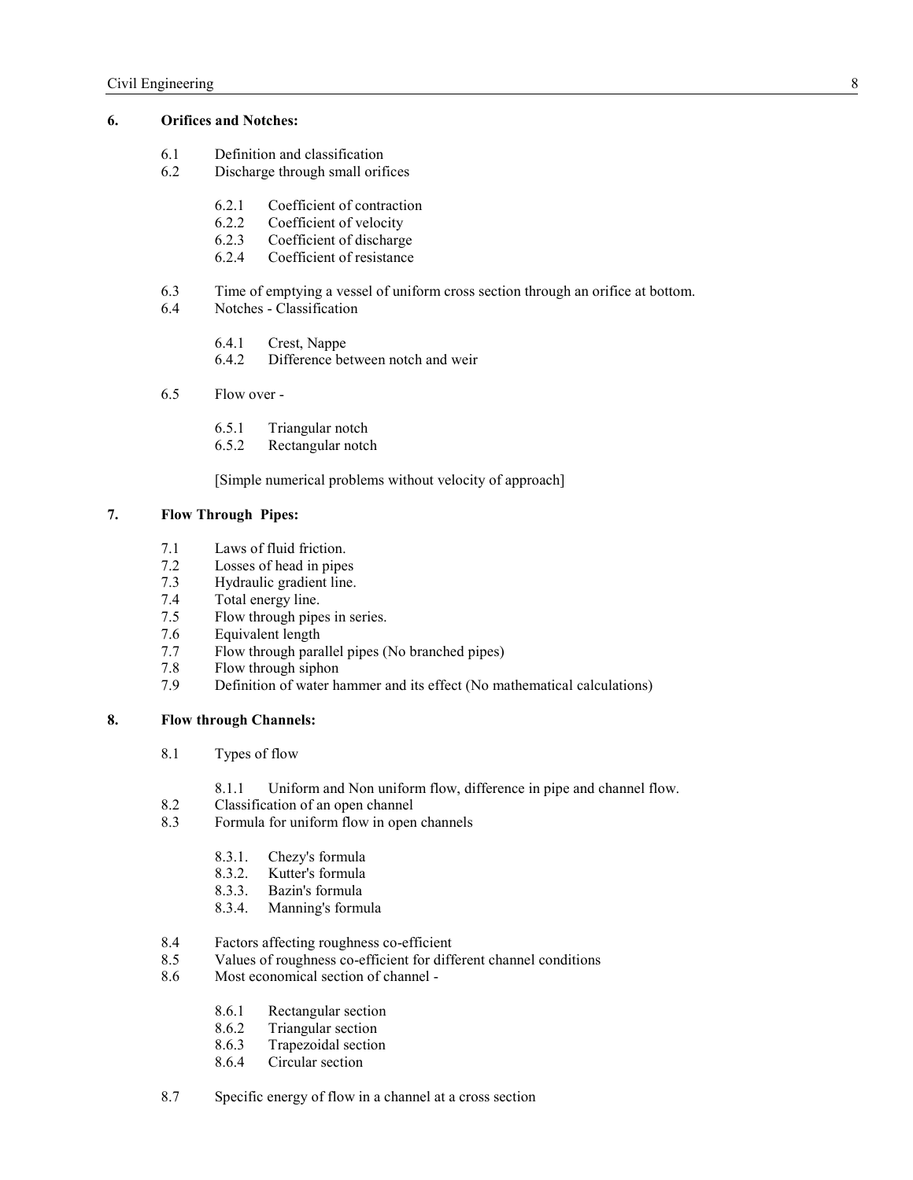## 6. Orifices and Notches:

- 6.1 Definition and classification
- 6.2 Discharge through small orifices
  - 6.2.1 Coefficient of contraction
  - 6.2.2 Coefficient of velocity
  - 6.2.3 Coefficient of discharge
  - 6.2.4 Coefficient of resistance
- 6.3 Time of emptying a vessel of uniform cross section through an orifice at bottom.
- 6.4 Notches - Classification
  - 6.4.1 Crest, Nappe
  - 6.4.2 Difference between notch and weir
- 6.5 Flow over -
  - 6.5.1 Triangular notch
  - 6.5.2 Rectangular notch

  [Simple numerical problems without velocity of approach]

## 7. Flow Through Pipes:

- 7.1 Laws of fluid friction.
- 7.2 Losses of head in pipes
- 7.3 Hydraulic gradient line.
- 7.4 Total energy line.
- 7.5 Flow through pipes in series.
- 7.6 Equivalent length
- 7.7 Flow through parallel pipes (No branched pipes)
- 7.8 Flow through siphon
- 7.9 Definition of water hammer and its effect (No mathematical calculations)

## 8. Flow through Channels:

- 8.1 Types of flow
  - 8.1.1 Uniform and Non uniform flow, difference in pipe and channel flow.
- 8.2 Classification of an open channel
- 8.3 Formula for uniform flow in open channels
  - 8.3.1. Chezy's formula
  - 8.3.2. Kutter's formula
  - 8.3.3. Bazin's formula
  - 8.3.4. Manning's formula
- 8.4 Factors affecting roughness co-efficient
- 8.5 Values of roughness co-efficient for different channel conditions
- 8.6 Most economical section of channel -
  - 8.6.1 Rectangular section
  - 8.6.2 Triangular section
  - 8.6.3 Trapezoidal section
  - 8.6.4 Circular section
- 8.7 Specific energy of flow in a channel at a cross section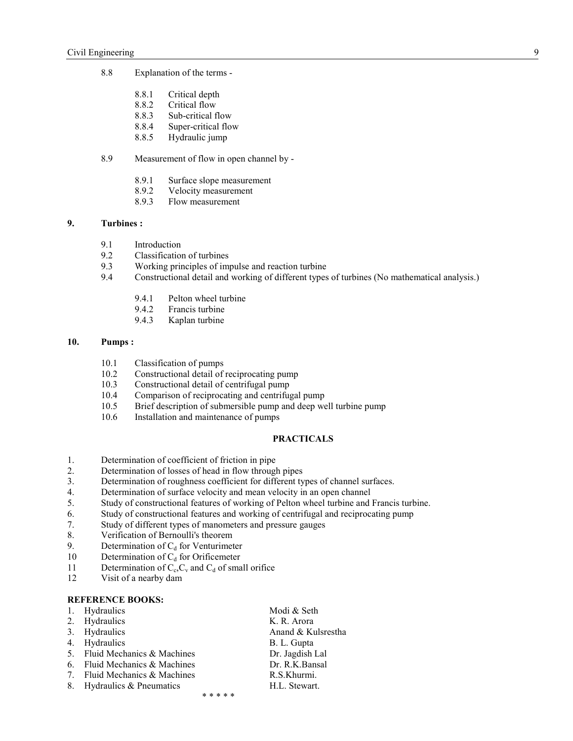8.8 Explanation of the terms -

- 8.8.1 Critical depth
- 8.8.2 Critical flow
- 8.8.3 Sub-critical flow
- 8.8.4 Super-critical flow
- 8.8.5 Hydraulic jump

8.9 Measurement of flow in open channel by -

- 8.9.1 Surface slope measurement
- 8.9.2 Velocity measurement
- 8.9.3 Flow measurement

**9. Turbines :**

- 9.1 Introduction
- 9.2 Classification of turbines
- 9.3 Working principles of impulse and reaction turbine
- 9.4 Constructional detail and working of different types of turbines (No mathematical analysis.)
  - 9.4.1 Pelton wheel turbine
  - 9.4.2 Francis turbine
  - 9.4.3 Kaplan turbine

**10. Pumps :**

- 10.1 Classification of pumps
- 10.2 Constructional detail of reciprocating pump
- 10.3 Constructional detail of centrifugal pump
- 10.4 Comparison of reciprocating and centrifugal pump
- 10.5 Brief description of submersible pump and deep well turbine pump
- 10.6 Installation and maintenance of pumps

## PRACTICALS

1. Determination of coefficient of friction in pipe
2. Determination of losses of head in flow through pipes
3. Determination of roughness coefficient for different types of channel surfaces.
4. Determination of surface velocity and mean velocity in an open channel
5. Study of constructional features of working of Pelton wheel turbine and Francis turbine.
6. Study of constructional features and working of centrifugal and reciprocating pump
7. Study of different types of manometers and pressure gauges
8. Verification of Bernoulli's theorem
9. Determination of $C_d$ for Venturimeter
10. Determination of $C_d$ for Orificemeter
11. Determination of $C_c$, $C_v$ and $C_d$ of small orifice
12. Visit of a nearby dam

**REFERENCE BOOKS:**

| | Title | Author |
|---|---|---|
| 1. | Hydraulics | Modi & Seth |
| 2. | Hydraulics | K. R. Arora |
| 3. | Hydraulics | Anand & Kulsrestha |
| 4. | Hydraulics | B. L. Gupta |
| 5. | Fluid Mechanics & Machines | Dr. Jagdish Lal |
| 6. | Fluid Mechanics & Machines | Dr. R.K.Bansal |
| 7. | Fluid Mechanics & Machines | R.S.Khurmi. |
| 8. | Hydraulics & Pneumatics | H.L. Stewart. |

* * * * *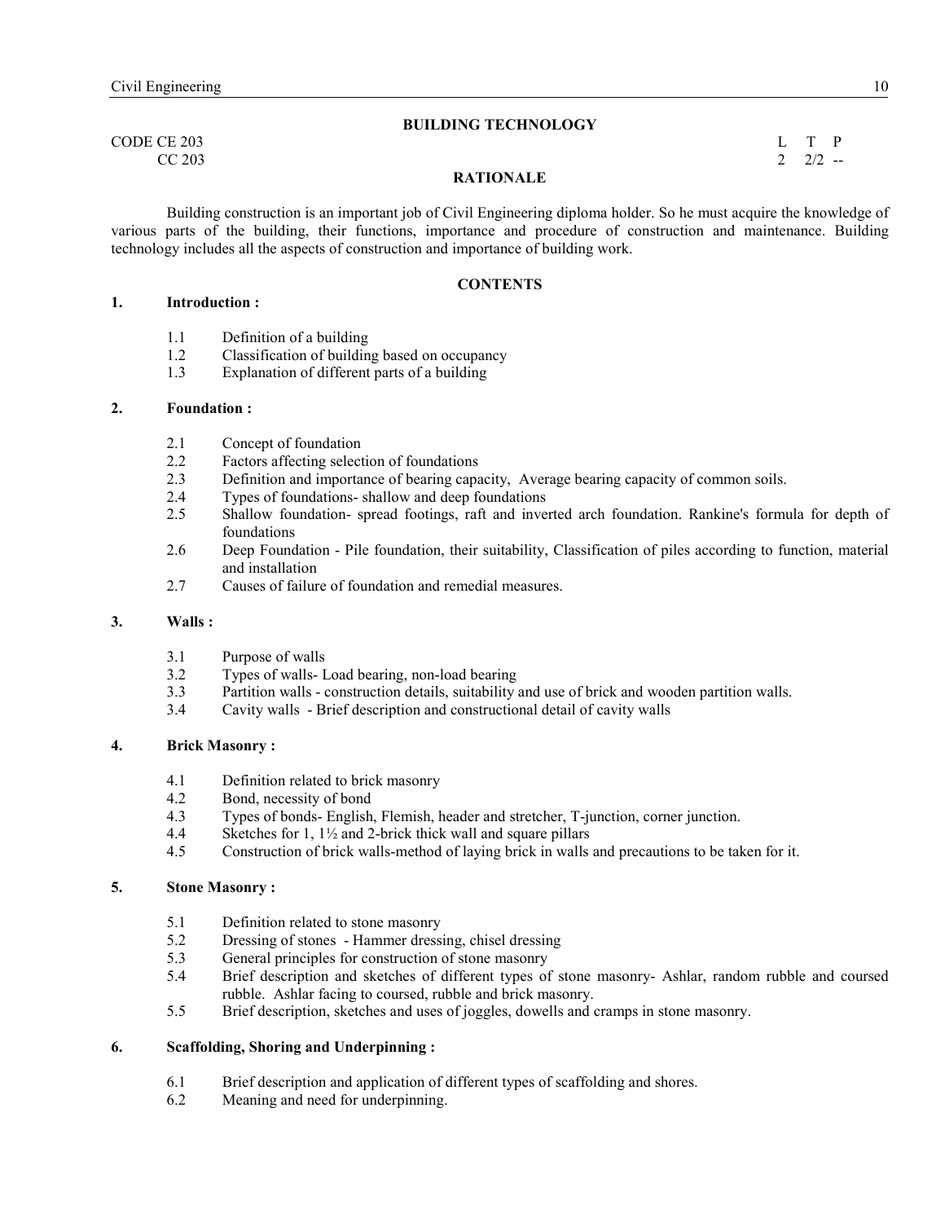# BUILDING TECHNOLOGY

CODE CE 203
CC 203

| L | T | P |
|---|---|---|
| 2 | 2/2 | -- |

## RATIONALE

Building construction is an important job of Civil Engineering diploma holder. So he must acquire the knowledge of various parts of the building, their functions, importance and procedure of construction and maintenance. Building technology includes all the aspects of construction and importance of building work.

## CONTENTS

**1. Introduction :**

- 1.1 Definition of a building
- 1.2 Classification of building based on occupancy
- 1.3 Explanation of different parts of a building

**2. Foundation :**

- 2.1 Concept of foundation
- 2.2 Factors affecting selection of foundations
- 2.3 Definition and importance of bearing capacity, Average bearing capacity of common soils.
- 2.4 Types of foundations- shallow and deep foundations
- 2.5 Shallow foundation- spread footings, raft and inverted arch foundation. Rankine's formula for depth of foundations
- 2.6 Deep Foundation - Pile foundation, their suitability, Classification of piles according to function, material and installation
- 2.7 Causes of failure of foundation and remedial measures.

**3. Walls :**

- 3.1 Purpose of walls
- 3.2 Types of walls- Load bearing, non-load bearing
- 3.3 Partition walls - construction details, suitability and use of brick and wooden partition walls.
- 3.4 Cavity walls - Brief description and constructional detail of cavity walls

**4. Brick Masonry :**

- 4.1 Definition related to brick masonry
- 4.2 Bond, necessity of bond
- 4.3 Types of bonds- English, Flemish, header and stretcher, T-junction, corner junction.
- 4.4 Sketches for 1, 1½ and 2-brick thick wall and square pillars
- 4.5 Construction of brick walls-method of laying brick in walls and precautions to be taken for it.

**5. Stone Masonry :**

- 5.1 Definition related to stone masonry
- 5.2 Dressing of stones - Hammer dressing, chisel dressing
- 5.3 General principles for construction of stone masonry
- 5.4 Brief description and sketches of different types of stone masonry- Ashlar, random rubble and coursed rubble. Ashlar facing to coursed, rubble and brick masonry.
- 5.5 Brief description, sketches and uses of joggles, dowells and cramps in stone masonry.

**6. Scaffolding, Shoring and Underpinning :**

- 6.1 Brief description and application of different types of scaffolding and shores.
- 6.2 Meaning and need for underpinning.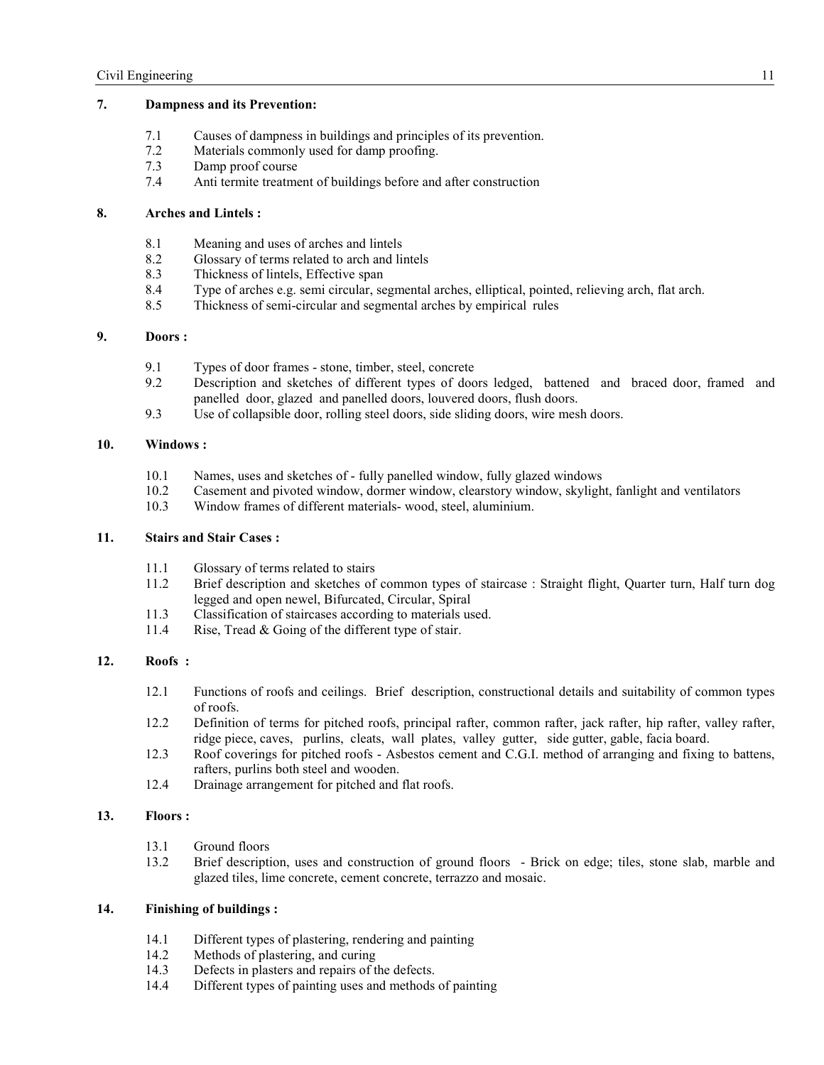### 7. Dampness and its Prevention:

- 7.1 Causes of dampness in buildings and principles of its prevention.
- 7.2 Materials commonly used for damp proofing.
- 7.3 Damp proof course
- 7.4 Anti termite treatment of buildings before and after construction

### 8. Arches and Lintels :

- 8.1 Meaning and uses of arches and lintels
- 8.2 Glossary of terms related to arch and lintels
- 8.3 Thickness of lintels, Effective span
- 8.4 Type of arches e.g. semi circular, segmental arches, elliptical, pointed, relieving arch, flat arch.
- 8.5 Thickness of semi-circular and segmental arches by empirical rules

### 9. Doors :

- 9.1 Types of door frames - stone, timber, steel, concrete
- 9.2 Description and sketches of different types of doors ledged, battened and braced door, framed and panelled door, glazed and panelled doors, louvered doors, flush doors.
- 9.3 Use of collapsible door, rolling steel doors, side sliding doors, wire mesh doors.

### 10. Windows :

- 10.1 Names, uses and sketches of - fully panelled window, fully glazed windows
- 10.2 Casement and pivoted window, dormer window, clearstory window, skylight, fanlight and ventilators
- 10.3 Window frames of different materials- wood, steel, aluminium.

### 11. Stairs and Stair Cases :

- 11.1 Glossary of terms related to stairs
- 11.2 Brief description and sketches of common types of staircase : Straight flight, Quarter turn, Half turn dog legged and open newel, Bifurcated, Circular, Spiral
- 11.3 Classification of staircases according to materials used.
- 11.4 Rise, Tread & Going of the different type of stair.

### 12. Roofs :

- 12.1 Functions of roofs and ceilings. Brief description, constructional details and suitability of common types of roofs.
- 12.2 Definition of terms for pitched roofs, principal rafter, common rafter, jack rafter, hip rafter, valley rafter, ridge piece, caves, purlins, cleats, wall plates, valley gutter, side gutter, gable, facia board.
- 12.3 Roof coverings for pitched roofs - Asbestos cement and C.G.I. method of arranging and fixing to battens, rafters, purlins both steel and wooden.
- 12.4 Drainage arrangement for pitched and flat roofs.

### 13. Floors :

- 13.1 Ground floors
- 13.2 Brief description, uses and construction of ground floors - Brick on edge; tiles, stone slab, marble and glazed tiles, lime concrete, cement concrete, terrazzo and mosaic.

### 14. Finishing of buildings :

- 14.1 Different types of plastering, rendering and painting
- 14.2 Methods of plastering, and curing
- 14.3 Defects in plasters and repairs of the defects.
- 14.4 Different types of painting uses and methods of painting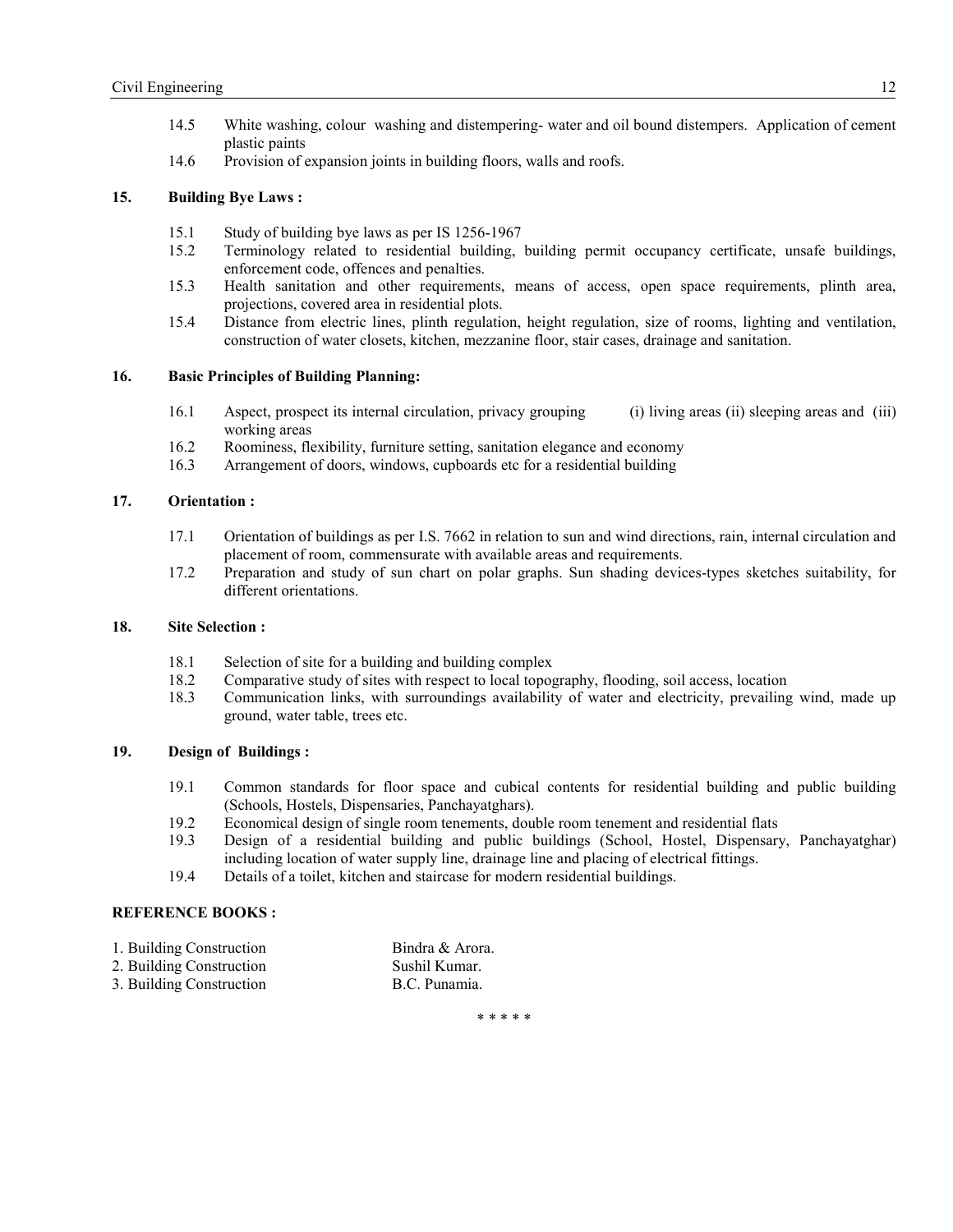14.5 White washing, colour washing and distempering- water and oil bound distempers. Application of cement plastic paints

14.6 Provision of expansion joints in building floors, walls and roofs.

**15. Building Bye Laws :**

15.1 Study of building bye laws as per IS 1256-1967

15.2 Terminology related to residential building, building permit occupancy certificate, unsafe buildings, enforcement code, offences and penalties.

15.3 Health sanitation and other requirements, means of access, open space requirements, plinth area, projections, covered area in residential plots.

15.4 Distance from electric lines, plinth regulation, height regulation, size of rooms, lighting and ventilation, construction of water closets, kitchen, mezzanine floor, stair cases, drainage and sanitation.

**16. Basic Principles of Building Planning:**

16.1 Aspect, prospect its internal circulation, privacy grouping (i) living areas (ii) sleeping areas and (iii) working areas

16.2 Roominess, flexibility, furniture setting, sanitation elegance and economy

16.3 Arrangement of doors, windows, cupboards etc for a residential building

**17. Orientation :**

17.1 Orientation of buildings as per I.S. 7662 in relation to sun and wind directions, rain, internal circulation and placement of room, commensurate with available areas and requirements.

17.2 Preparation and study of sun chart on polar graphs. Sun shading devices-types sketches suitability, for different orientations.

**18. Site Selection :**

18.1 Selection of site for a building and building complex

18.2 Comparative study of sites with respect to local topography, flooding, soil access, location

18.3 Communication links, with surroundings availability of water and electricity, prevailing wind, made up ground, water table, trees etc.

**19. Design of Buildings :**

19.1 Common standards for floor space and cubical contents for residential building and public building (Schools, Hostels, Dispensaries, Panchayatghars).

19.2 Economical design of single room tenements, double room tenement and residential flats

19.3 Design of a residential building and public buildings (School, Hostel, Dispensary, Panchayatghar) including location of water supply line, drainage line and placing of electrical fittings.

19.4 Details of a toilet, kitchen and staircase for modern residential buildings.

**REFERENCE BOOKS :**

| | |
|---|---|
| 1. Building Construction | Bindra & Arora. |
| 2. Building Construction | Sushil Kumar. |
| 3. Building Construction | B.C. Punamia. |

\* \* \* \* \*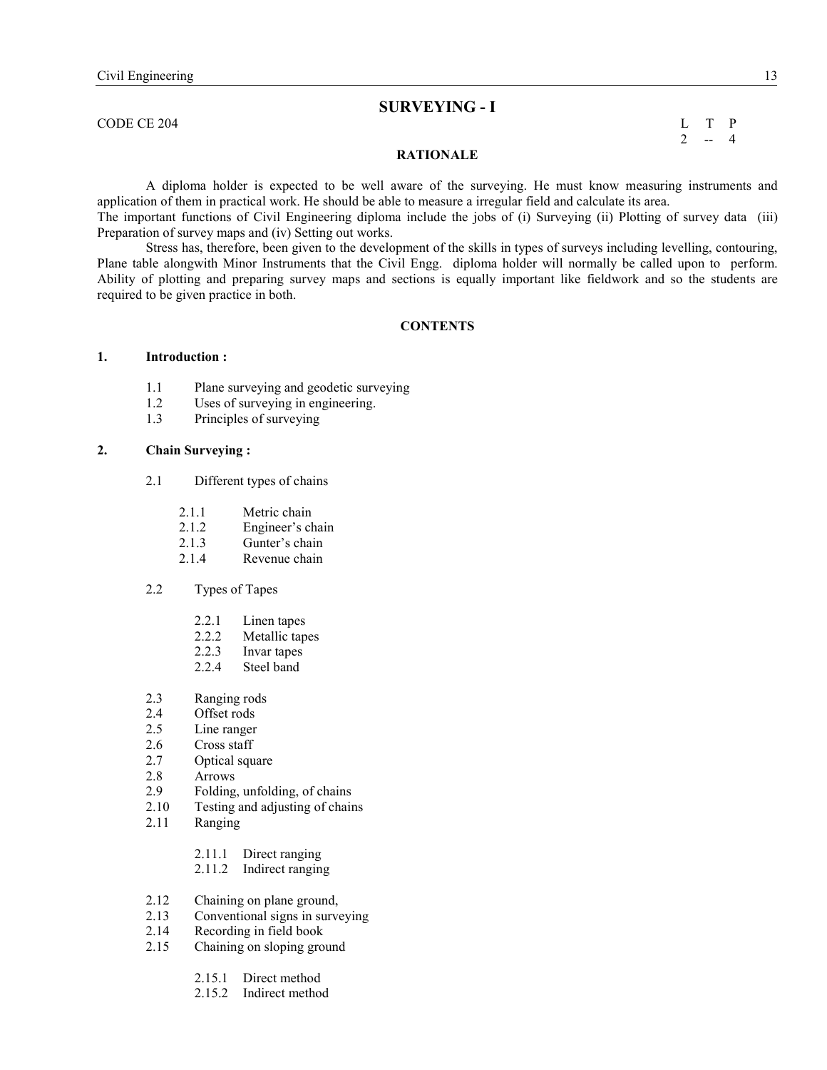# SURVEYING - I

CODE CE 204

| L | T | P |
|---|---|---|
| 2 | -- | 4 |

**RATIONALE**

A diploma holder is expected to be well aware of the surveying. He must know measuring instruments and application of them in practical work. He should be able to measure a irregular field and calculate its area.

The important functions of Civil Engineering diploma include the jobs of (i) Surveying (ii) Plotting of survey data (iii) Preparation of survey maps and (iv) Setting out works.

Stress has, therefore, been given to the development of the skills in types of surveys including levelling, contouring, Plane table alongwith Minor Instruments that the Civil Engg. diploma holder will normally be called upon to perform. Ability of plotting and preparing survey maps and sections is equally important like fieldwork and so the students are required to be given practice in both.

**CONTENTS**

**1. Introduction :**

- 1.1 Plane surveying and geodetic surveying
- 1.2 Uses of surveying in engineering.
- 1.3 Principles of surveying

**2. Chain Surveying :**

- 2.1 Different types of chains
  - 2.1.1 Metric chain
  - 2.1.2 Engineer's chain
  - 2.1.3 Gunter's chain
  - 2.1.4 Revenue chain
- 2.2 Types of Tapes
  - 2.2.1 Linen tapes
  - 2.2.2 Metallic tapes
  - 2.2.3 Invar tapes
  - 2.2.4 Steel band
- 2.3 Ranging rods
- 2.4 Offset rods
- 2.5 Line ranger
- 2.6 Cross staff
- 2.7 Optical square
- 2.8 Arrows
- 2.9 Folding, unfolding, of chains
- 2.10 Testing and adjusting of chains
- 2.11 Ranging
  - 2.11.1 Direct ranging
  - 2.11.2 Indirect ranging
- 2.12 Chaining on plane ground,
- 2.13 Conventional signs in surveying
- 2.14 Recording in field book
- 2.15 Chaining on sloping ground
  - 2.15.1 Direct method
  - 2.15.2 Indirect method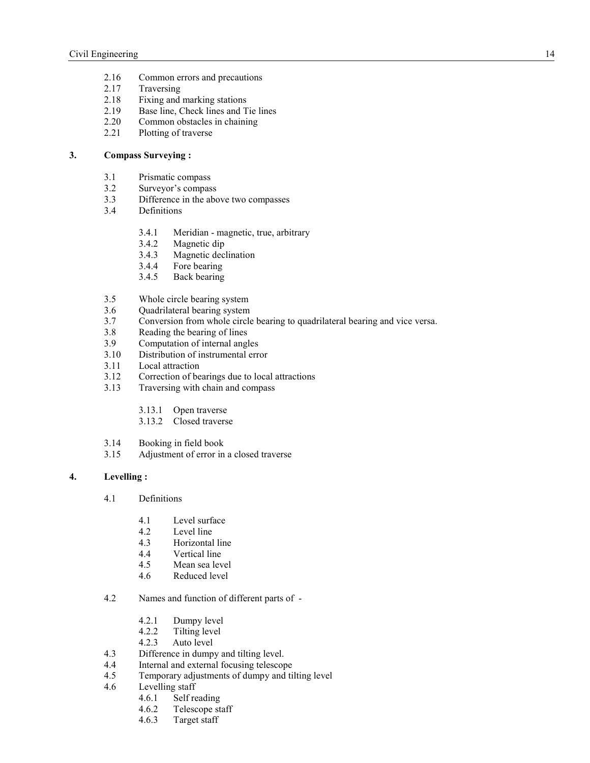2.16 Common errors and precautions
2.17 Traversing
2.18 Fixing and marking stations
2.19 Base line, Check lines and Tie lines
2.20 Common obstacles in chaining
2.21 Plotting of traverse

**3. Compass Surveying :**

- 3.1 Prismatic compass
- 3.2 Surveyor's compass
- 3.3 Difference in the above two compasses
- 3.4 Definitions
  - 3.4.1 Meridian - magnetic, true, arbitrary
  - 3.4.2 Magnetic dip
  - 3.4.3 Magnetic declination
  - 3.4.4 Fore bearing
  - 3.4.5 Back bearing
- 3.5 Whole circle bearing system
- 3.6 Quadrilateral bearing system
- 3.7 Conversion from whole circle bearing to quadrilateral bearing and vice versa.
- 3.8 Reading the bearing of lines
- 3.9 Computation of internal angles
- 3.10 Distribution of instrumental error
- 3.11 Local attraction
- 3.12 Correction of bearings due to local attractions
- 3.13 Traversing with chain and compass
  - 3.13.1 Open traverse
  - 3.13.2 Closed traverse
- 3.14 Booking in field book
- 3.15 Adjustment of error in a closed traverse

**4. Levelling :**

- 4.1 Definitions
  - 4.1 Level surface
  - 4.2 Level line
  - 4.3 Horizontal line
  - 4.4 Vertical line
  - 4.5 Mean sea level
  - 4.6 Reduced level
- 4.2 Names and function of different parts of -
  - 4.2.1 Dumpy level
  - 4.2.2 Tilting level
  - 4.2.3 Auto level
- 4.3 Difference in dumpy and tilting level.
- 4.4 Internal and external focusing telescope
- 4.5 Temporary adjustments of dumpy and tilting level
- 4.6 Levelling staff
  - 4.6.1 Self reading
  - 4.6.2 Telescope staff
  - 4.6.3 Target staff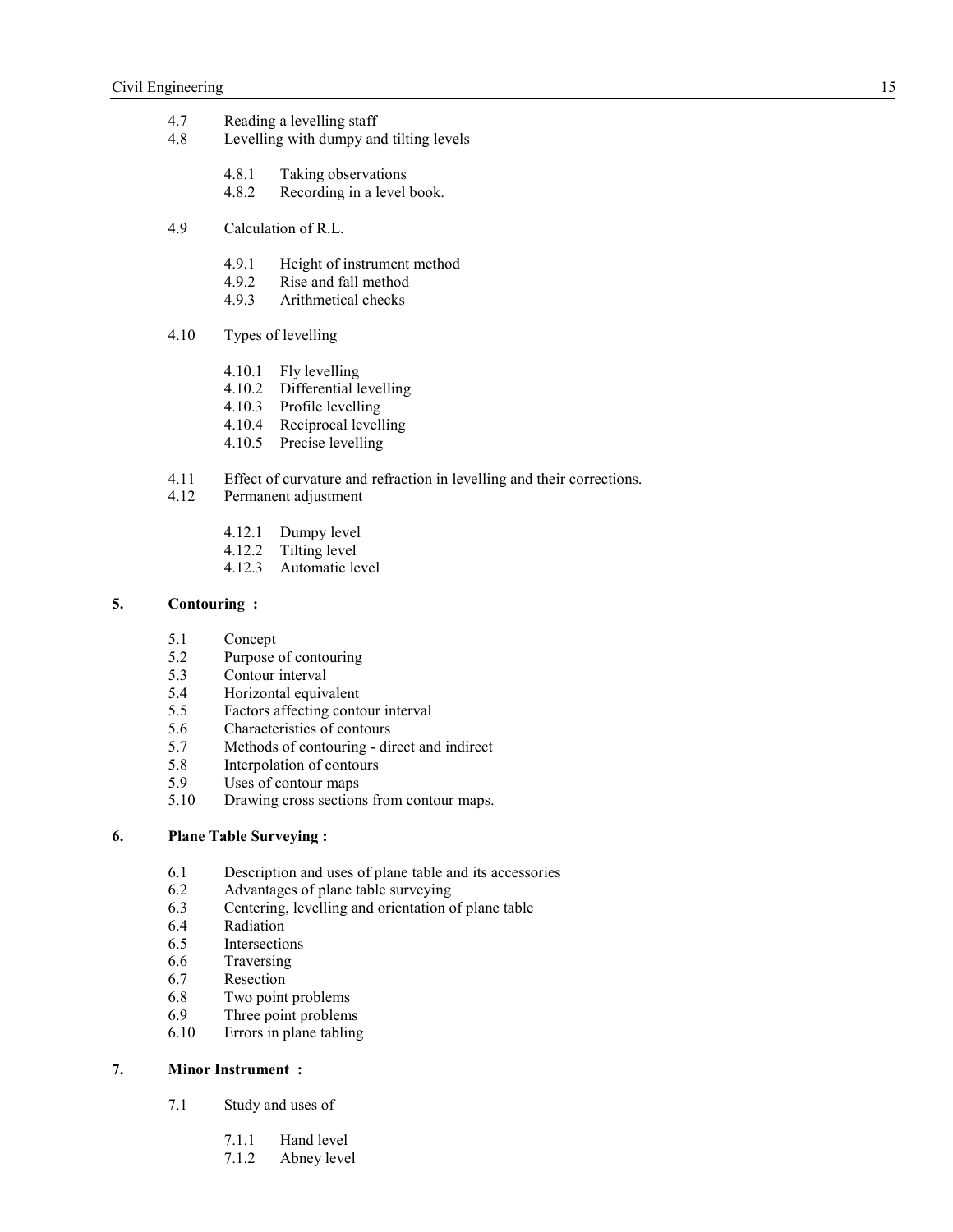- 4.7 Reading a levelling staff
- 4.8 Levelling with dumpy and tilting levels
  - 4.8.1 Taking observations
  - 4.8.2 Recording in a level book.
- 4.9 Calculation of R.L.
  - 4.9.1 Height of instrument method
  - 4.9.2 Rise and fall method
  - 4.9.3 Arithmetical checks
- 4.10 Types of levelling
  - 4.10.1 Fly levelling
  - 4.10.2 Differential levelling
  - 4.10.3 Profile levelling
  - 4.10.4 Reciprocal levelling
  - 4.10.5 Precise levelling
- 4.11 Effect of curvature and refraction in levelling and their corrections.
- 4.12 Permanent adjustment
  - 4.12.1 Dumpy level
  - 4.12.2 Tilting level
  - 4.12.3 Automatic level

**5. Contouring :**

- 5.1 Concept
- 5.2 Purpose of contouring
- 5.3 Contour interval
- 5.4 Horizontal equivalent
- 5.5 Factors affecting contour interval
- 5.6 Characteristics of contours
- 5.7 Methods of contouring - direct and indirect
- 5.8 Interpolation of contours
- 5.9 Uses of contour maps
- 5.10 Drawing cross sections from contour maps.

**6. Plane Table Surveying :**

- 6.1 Description and uses of plane table and its accessories
- 6.2 Advantages of plane table surveying
- 6.3 Centering, levelling and orientation of plane table
- 6.4 Radiation
- 6.5 Intersections
- 6.6 Traversing
- 6.7 Resection
- 6.8 Two point problems
- 6.9 Three point problems
- 6.10 Errors in plane tabling

**7. Minor Instrument :**

- 7.1 Study and uses of
  - 7.1.1 Hand level
  - 7.1.2 Abney level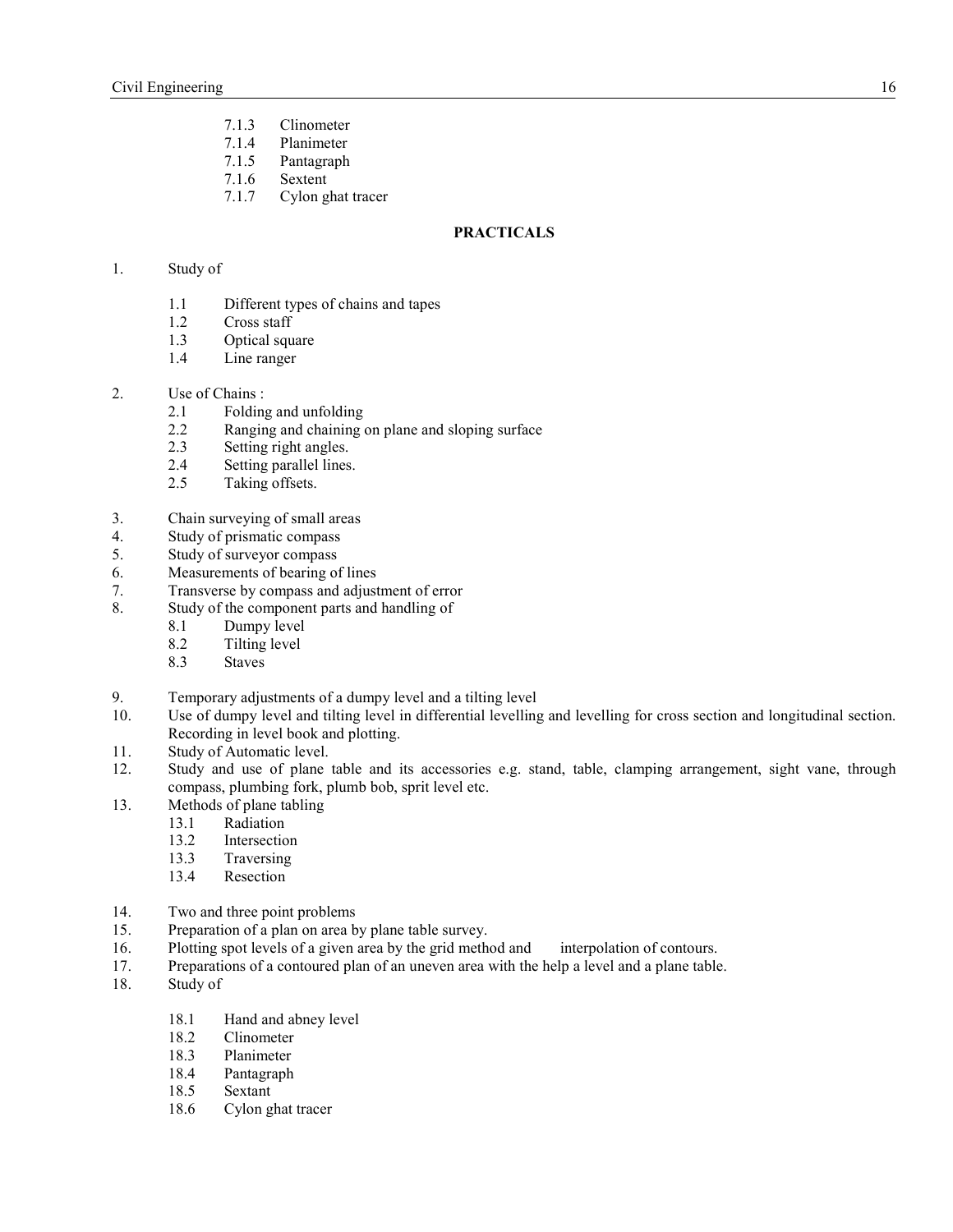7.1.3 Clinometer
7.1.4 Planimeter
7.1.5 Pantagraph
7.1.6 Sextent
7.1.7 Cylon ghat tracer

## PRACTICALS

1. Study of
   1.1 Different types of chains and tapes
   1.2 Cross staff
   1.3 Optical square
   1.4 Line ranger

2. Use of Chains :
   2.1 Folding and unfolding
   2.2 Ranging and chaining on plane and sloping surface
   2.3 Setting right angles.
   2.4 Setting parallel lines.
   2.5 Taking offsets.

3. Chain surveying of small areas
4. Study of prismatic compass
5. Study of surveyor compass
6. Measurements of bearing of lines
7. Transverse by compass and adjustment of error
8. Study of the component parts and handling of
   8.1 Dumpy level
   8.2 Tilting level
   8.3 Staves

9. Temporary adjustments of a dumpy level and a tilting level
10. Use of dumpy level and tilting level in differential levelling and levelling for cross section and longitudinal section. Recording in level book and plotting.
11. Study of Automatic level.
12. Study and use of plane table and its accessories e.g. stand, table, clamping arrangement, sight vane, through compass, plumbing fork, plumb bob, sprit level etc.
13. Methods of plane tabling
    13.1 Radiation
    13.2 Intersection
    13.3 Traversing
    13.4 Resection

14. Two and three point problems
15. Preparation of a plan on area by plane table survey.
16. Plotting spot levels of a given area by the grid method and interpolation of contours.
17. Preparations of a contoured plan of an uneven area with the help a level and a plane table.
18. Study of
    18.1 Hand and abney level
    18.2 Clinometer
    18.3 Planimeter
    18.4 Pantagraph
    18.5 Sextant
    18.6 Cylon ghat tracer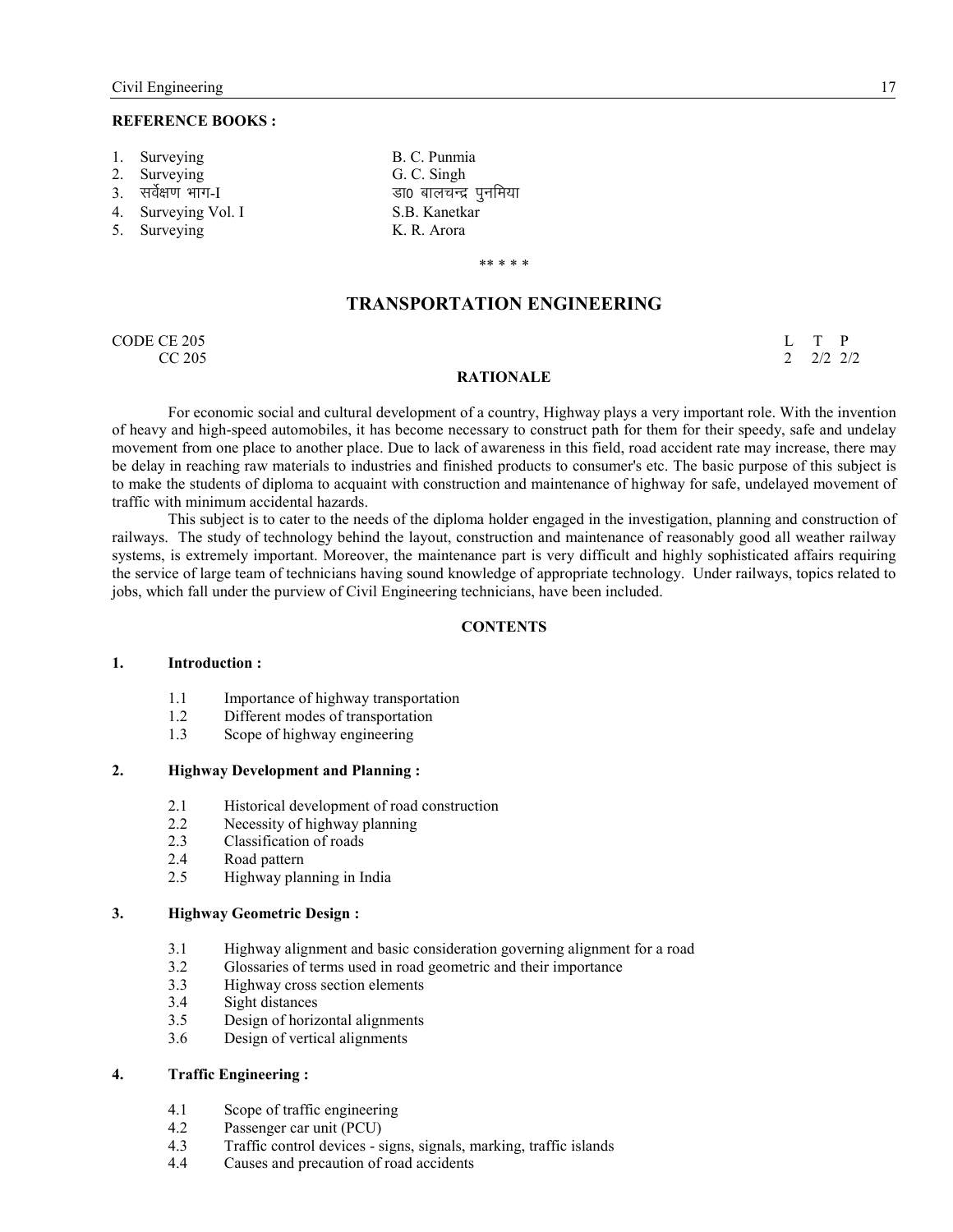**REFERENCE BOOKS :**

| | |
|---|---|
| 1. Surveying | B. C. Punmia |
| 2. Surveying | G. C. Singh |
| 3. सर्वेक्षण भाग-I | डा0 बालचन्द्र पुनमिया |
| 4. Surveying Vol. I | S.B. Kanetkar |
| 5. Surveying | K. R. Arora |

** * * *

## TRANSPORTATION ENGINEERING

CODE CE 205
CC 205

| L | T | P |
|---|---|---|
| 2 | 2/2 | 2/2 |

**RATIONALE**

For economic social and cultural development of a country, Highway plays a very important role. With the invention of heavy and high-speed automobiles, it has become necessary to construct path for them for their speedy, safe and undelay movement from one place to another place. Due to lack of awareness in this field, road accident rate may increase, there may be delay in reaching raw materials to industries and finished products to consumer's etc. The basic purpose of this subject is to make the students of diploma to acquaint with construction and maintenance of highway for safe, undelayed movement of traffic with minimum accidental hazards.

This subject is to cater to the needs of the diploma holder engaged in the investigation, planning and construction of railways. The study of technology behind the layout, construction and maintenance of reasonably good all weather railway systems, is extremely important. Moreover, the maintenance part is very difficult and highly sophisticated affairs requiring the service of large team of technicians having sound knowledge of appropriate technology. Under railways, topics related to jobs, which fall under the purview of Civil Engineering technicians, have been included.

**CONTENTS**

**1. Introduction :**

- 1.1 Importance of highway transportation
- 1.2 Different modes of transportation
- 1.3 Scope of highway engineering

**2. Highway Development and Planning :**

- 2.1 Historical development of road construction
- 2.2 Necessity of highway planning
- 2.3 Classification of roads
- 2.4 Road pattern
- 2.5 Highway planning in India

**3. Highway Geometric Design :**

- 3.1 Highway alignment and basic consideration governing alignment for a road
- 3.2 Glossaries of terms used in road geometric and their importance
- 3.3 Highway cross section elements
- 3.4 Sight distances
- 3.5 Design of horizontal alignments
- 3.6 Design of vertical alignments

**4. Traffic Engineering :**

- 4.1 Scope of traffic engineering
- 4.2 Passenger car unit (PCU)
- 4.3 Traffic control devices - signs, signals, marking, traffic islands
- 4.4 Causes and precaution of road accidents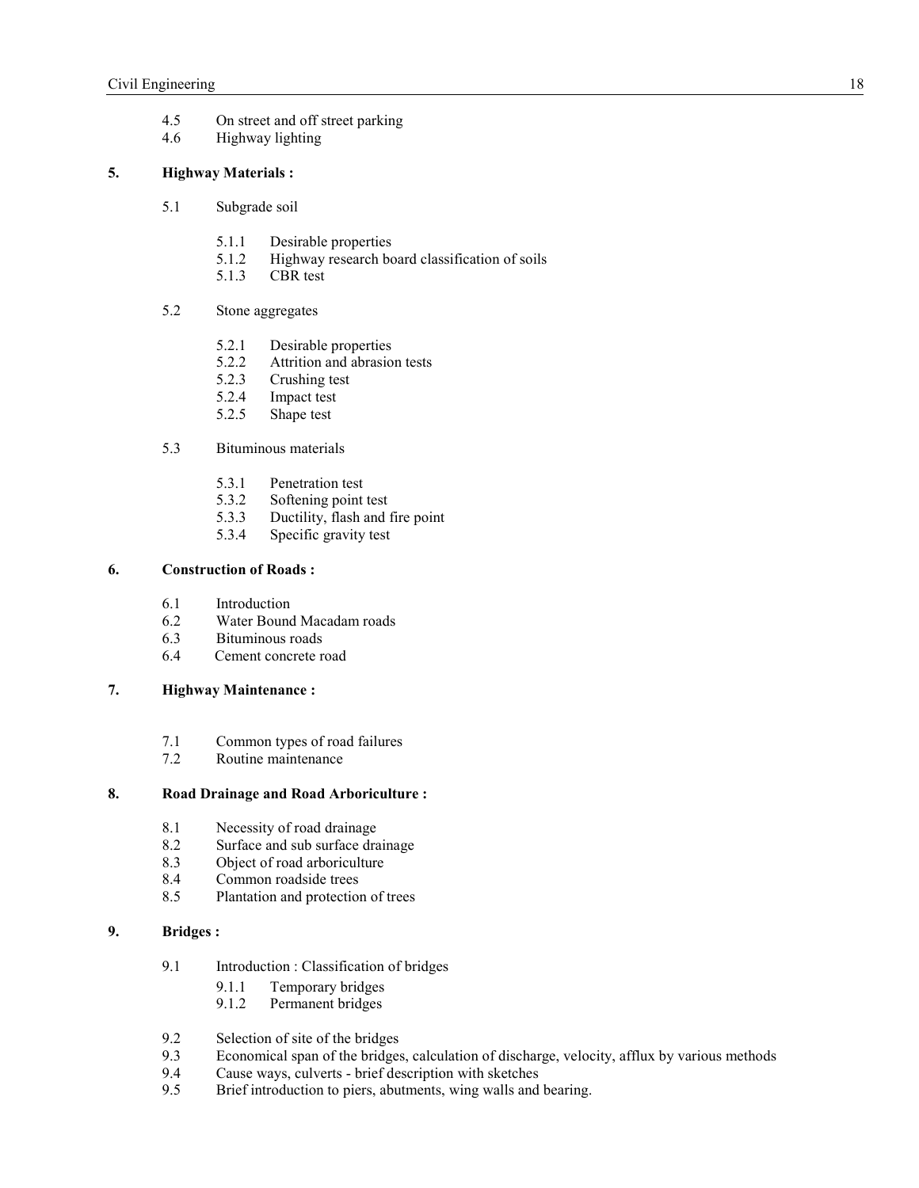4.5 On street and off street parking
4.6 Highway lighting

**5. Highway Materials :**

5.1 Subgrade soil

5.1.1 Desirable properties
5.1.2 Highway research board classification of soils
5.1.3 CBR test

5.2 Stone aggregates

5.2.1 Desirable properties
5.2.2 Attrition and abrasion tests
5.2.3 Crushing test
5.2.4 Impact test
5.2.5 Shape test

5.3 Bituminous materials

5.3.1 Penetration test
5.3.2 Softening point test
5.3.3 Ductility, flash and fire point
5.3.4 Specific gravity test

**6. Construction of Roads :**

6.1 Introduction
6.2 Water Bound Macadam roads
6.3 Bituminous roads
6.4 Cement concrete road

**7. Highway Maintenance :**

7.1 Common types of road failures
7.2 Routine maintenance

**8. Road Drainage and Road Arboriculture :**

8.1 Necessity of road drainage
8.2 Surface and sub surface drainage
8.3 Object of road arboriculture
8.4 Common roadside trees
8.5 Plantation and protection of trees

**9. Bridges :**

9.1 Introduction : Classification of bridges

9.1.1 Temporary bridges
9.1.2 Permanent bridges

9.2 Selection of site of the bridges
9.3 Economical span of the bridges, calculation of discharge, velocity, afflux by various methods
9.4 Cause ways, culverts - brief description with sketches
9.5 Brief introduction to piers, abutments, wing walls and bearing.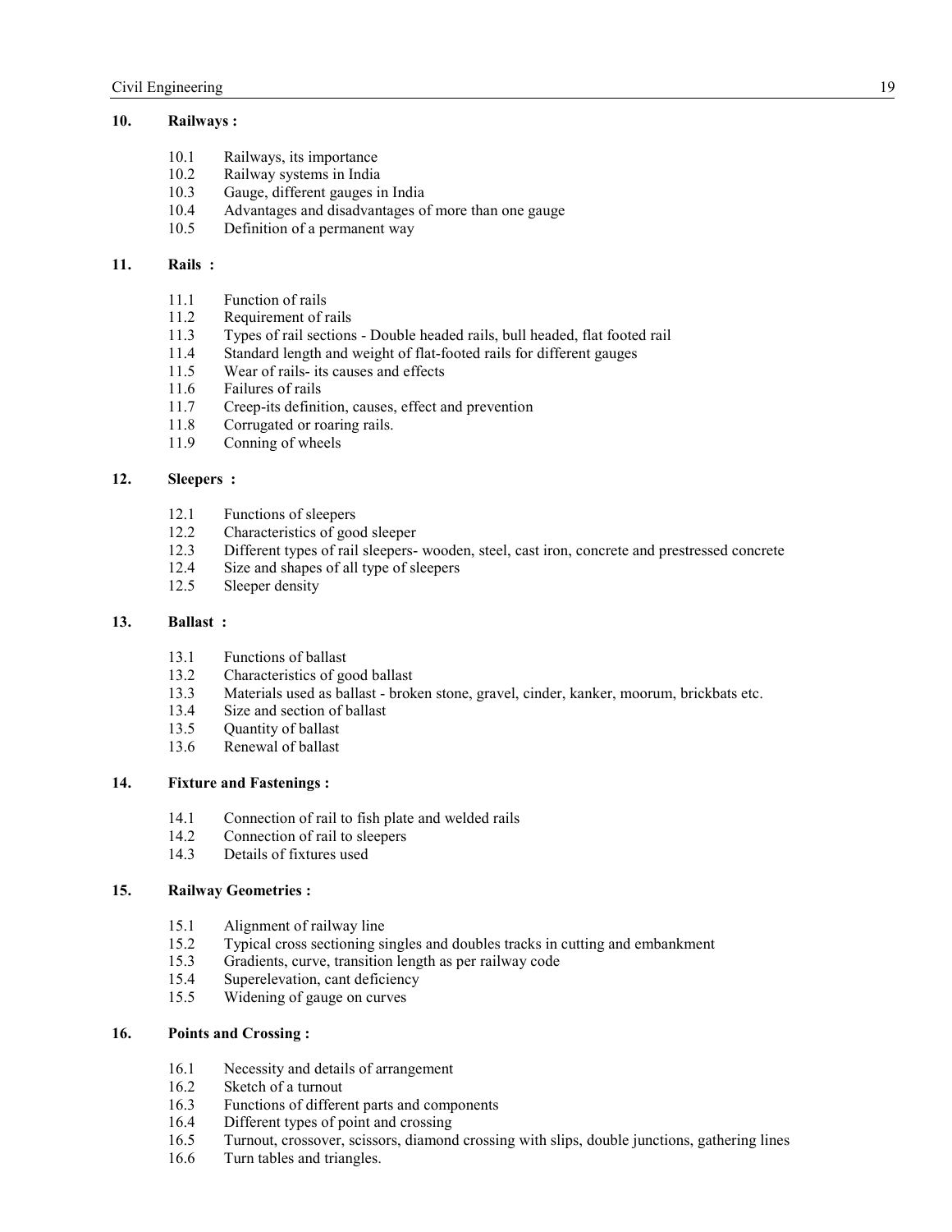**10. Railways :**

- 10.1 Railways, its importance
- 10.2 Railway systems in India
- 10.3 Gauge, different gauges in India
- 10.4 Advantages and disadvantages of more than one gauge
- 10.5 Definition of a permanent way

**11. Rails :**

- 11.1 Function of rails
- 11.2 Requirement of rails
- 11.3 Types of rail sections - Double headed rails, bull headed, flat footed rail
- 11.4 Standard length and weight of flat-footed rails for different gauges
- 11.5 Wear of rails- its causes and effects
- 11.6 Failures of rails
- 11.7 Creep-its definition, causes, effect and prevention
- 11.8 Corrugated or roaring rails.
- 11.9 Conning of wheels

**12. Sleepers :**

- 12.1 Functions of sleepers
- 12.2 Characteristics of good sleeper
- 12.3 Different types of rail sleepers- wooden, steel, cast iron, concrete and prestressed concrete
- 12.4 Size and shapes of all type of sleepers
- 12.5 Sleeper density

**13. Ballast :**

- 13.1 Functions of ballast
- 13.2 Characteristics of good ballast
- 13.3 Materials used as ballast - broken stone, gravel, cinder, kanker, moorum, brickbats etc.
- 13.4 Size and section of ballast
- 13.5 Quantity of ballast
- 13.6 Renewal of ballast

**14. Fixture and Fastenings :**

- 14.1 Connection of rail to fish plate and welded rails
- 14.2 Connection of rail to sleepers
- 14.3 Details of fixtures used

**15. Railway Geometries :**

- 15.1 Alignment of railway line
- 15.2 Typical cross sectioning singles and doubles tracks in cutting and embankment
- 15.3 Gradients, curve, transition length as per railway code
- 15.4 Superelevation, cant deficiency
- 15.5 Widening of gauge on curves

**16. Points and Crossing :**

- 16.1 Necessity and details of arrangement
- 16.2 Sketch of a turnout
- 16.3 Functions of different parts and components
- 16.4 Different types of point and crossing
- 16.5 Turnout, crossover, scissors, diamond crossing with slips, double junctions, gathering lines
- 16.6 Turn tables and triangles.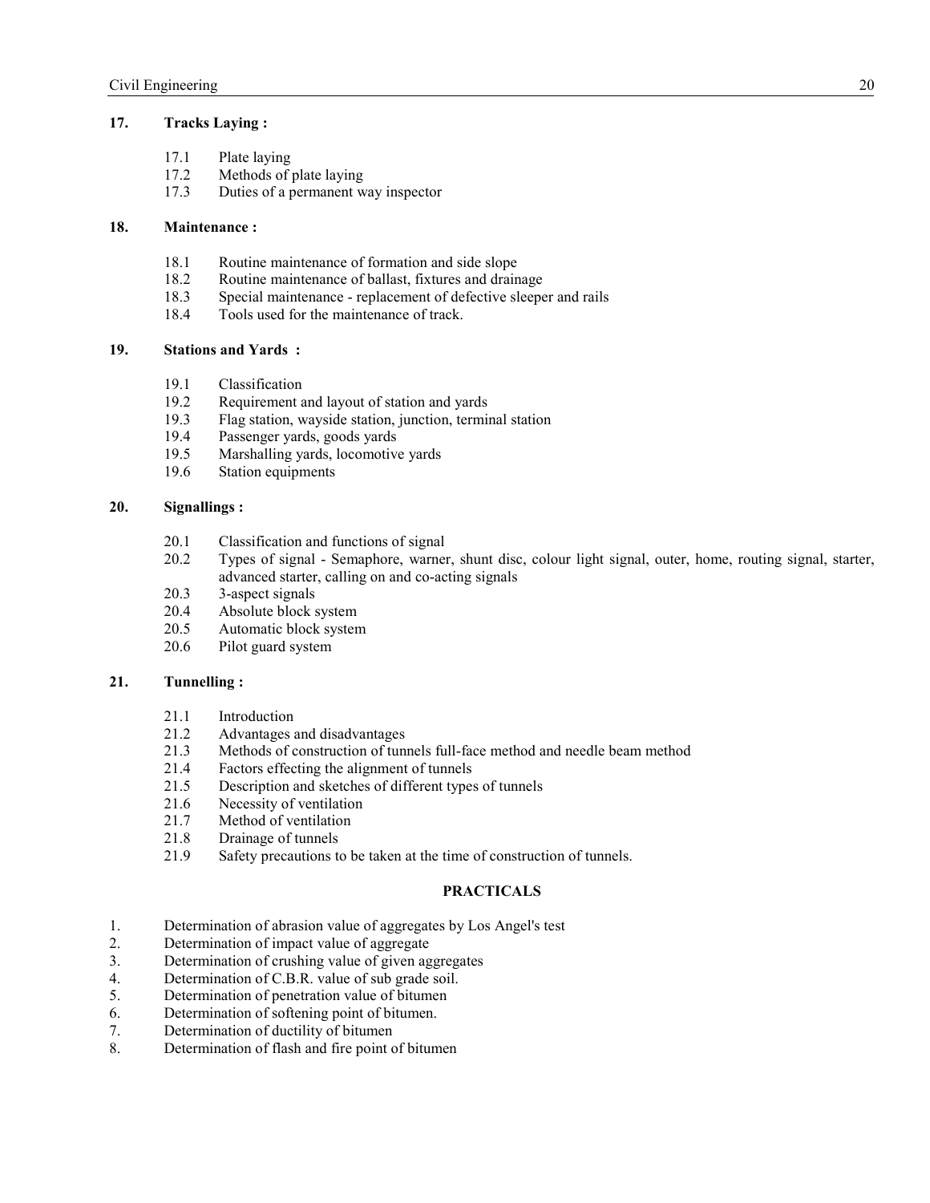**17. Tracks Laying :**

- 17.1 Plate laying
- 17.2 Methods of plate laying
- 17.3 Duties of a permanent way inspector

**18. Maintenance :**

- 18.1 Routine maintenance of formation and side slope
- 18.2 Routine maintenance of ballast, fixtures and drainage
- 18.3 Special maintenance - replacement of defective sleeper and rails
- 18.4 Tools used for the maintenance of track.

**19. Stations and Yards :**

- 19.1 Classification
- 19.2 Requirement and layout of station and yards
- 19.3 Flag station, wayside station, junction, terminal station
- 19.4 Passenger yards, goods yards
- 19.5 Marshalling yards, locomotive yards
- 19.6 Station equipments

**20. Signallings :**

- 20.1 Classification and functions of signal
- 20.2 Types of signal - Semaphore, warner, shunt disc, colour light signal, outer, home, routing signal, starter, advanced starter, calling on and co-acting signals
- 20.3 3-aspect signals
- 20.4 Absolute block system
- 20.5 Automatic block system
- 20.6 Pilot guard system

**21. Tunnelling :**

- 21.1 Introduction
- 21.2 Advantages and disadvantages
- 21.3 Methods of construction of tunnels full-face method and needle beam method
- 21.4 Factors effecting the alignment of tunnels
- 21.5 Description and sketches of different types of tunnels
- 21.6 Necessity of ventilation
- 21.7 Method of ventilation
- 21.8 Drainage of tunnels
- 21.9 Safety precautions to be taken at the time of construction of tunnels.

## PRACTICALS

1. Determination of abrasion value of aggregates by Los Angel's test
2. Determination of impact value of aggregate
3. Determination of crushing value of given aggregates
4. Determination of C.B.R. value of sub grade soil.
5. Determination of penetration value of bitumen
6. Determination of softening point of bitumen.
7. Determination of ductility of bitumen
8. Determination of flash and fire point of bitumen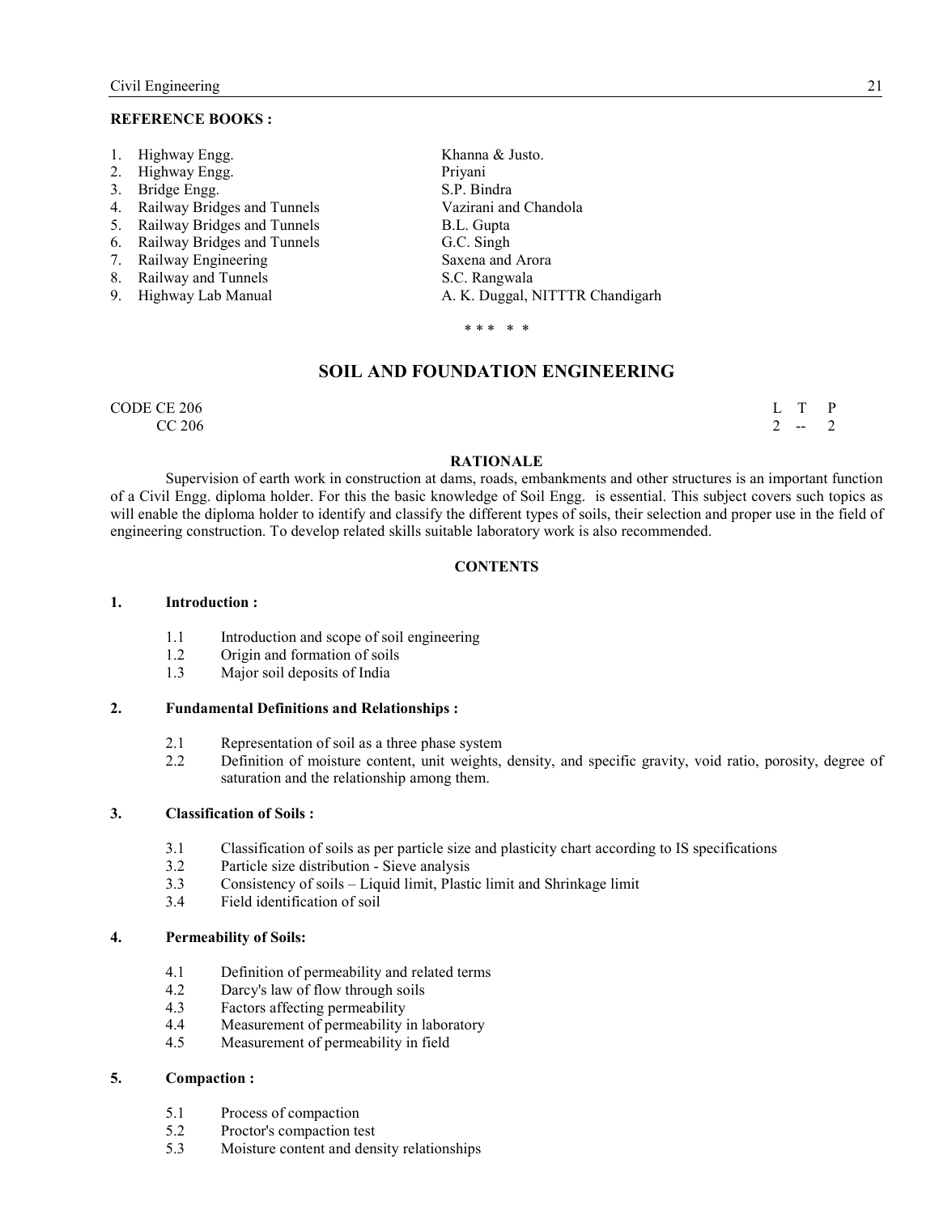**REFERENCE BOOKS :**

| | |
|---|---|
| 1. Highway Engg. | Khanna & Justo. |
| 2. Highway Engg. | Priyani |
| 3. Bridge Engg. | S.P. Bindra |
| 4. Railway Bridges and Tunnels | Vazirani and Chandola |
| 5. Railway Bridges and Tunnels | B.L. Gupta |
| 6. Railway Bridges and Tunnels | G.C. Singh |
| 7. Railway Engineering | Saxena and Arora |
| 8. Railway and Tunnels | S.C. Rangwala |
| 9. Highway Lab Manual | A. K. Duggal, NITTTR Chandigarh |

\* \* \* \* \*

## SOIL AND FOUNDATION ENGINEERING

CODE CE 206
CC 206

| L | T | P |
|---|---|---|
| 2 | -- | 2 |

**RATIONALE**

Supervision of earth work in construction at dams, roads, embankments and other structures is an important function of a Civil Engg. diploma holder. For this the basic knowledge of Soil Engg. is essential. This subject covers such topics as will enable the diploma holder to identify and classify the different types of soils, their selection and proper use in the field of engineering construction. To develop related skills suitable laboratory work is also recommended.

**CONTENTS**

**1. Introduction :**

- 1.1 Introduction and scope of soil engineering
- 1.2 Origin and formation of soils
- 1.3 Major soil deposits of India

**2. Fundamental Definitions and Relationships :**

- 2.1 Representation of soil as a three phase system
- 2.2 Definition of moisture content, unit weights, density, and specific gravity, void ratio, porosity, degree of saturation and the relationship among them.

**3. Classification of Soils :**

- 3.1 Classification of soils as per particle size and plasticity chart according to IS specifications
- 3.2 Particle size distribution - Sieve analysis
- 3.3 Consistency of soils – Liquid limit, Plastic limit and Shrinkage limit
- 3.4 Field identification of soil

**4. Permeability of Soils:**

- 4.1 Definition of permeability and related terms
- 4.2 Darcy's law of flow through soils
- 4.3 Factors affecting permeability
- 4.4 Measurement of permeability in laboratory
- 4.5 Measurement of permeability in field

**5. Compaction :**

- 5.1 Process of compaction
- 5.2 Proctor's compaction test
- 5.3 Moisture content and density relationships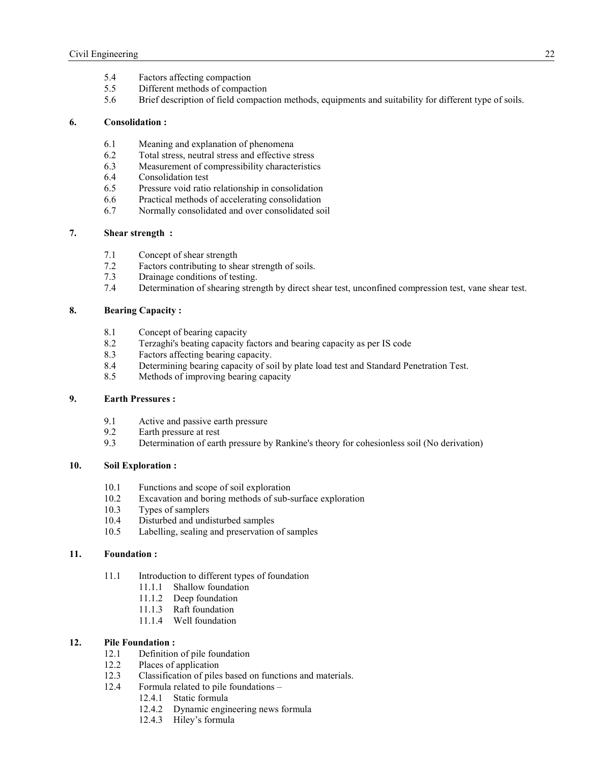5.4 Factors affecting compaction
5.5 Different methods of compaction
5.6 Brief description of field compaction methods, equipments and suitability for different type of soils.

**6. Consolidation :**

6.1 Meaning and explanation of phenomena
6.2 Total stress, neutral stress and effective stress
6.3 Measurement of compressibility characteristics
6.4 Consolidation test
6.5 Pressure void ratio relationship in consolidation
6.6 Practical methods of accelerating consolidation
6.7 Normally consolidated and over consolidated soil

**7. Shear strength :**

7.1 Concept of shear strength
7.2 Factors contributing to shear strength of soils.
7.3 Drainage conditions of testing.
7.4 Determination of shearing strength by direct shear test, unconfined compression test, vane shear test.

**8. Bearing Capacity :**

8.1 Concept of bearing capacity
8.2 Terzaghi's beating capacity factors and bearing capacity as per IS code
8.3 Factors affecting bearing capacity.
8.4 Determining bearing capacity of soil by plate load test and Standard Penetration Test.
8.5 Methods of improving bearing capacity

**9. Earth Pressures :**

9.1 Active and passive earth pressure
9.2 Earth pressure at rest
9.3 Determination of earth pressure by Rankine's theory for cohesionless soil (No derivation)

**10. Soil Exploration :**

10.1 Functions and scope of soil exploration
10.2 Excavation and boring methods of sub-surface exploration
10.3 Types of samplers
10.4 Disturbed and undisturbed samples
10.5 Labelling, sealing and preservation of samples

**11. Foundation :**

11.1 Introduction to different types of foundation
- 11.1.1 Shallow foundation
- 11.1.2 Deep foundation
- 11.1.3 Raft foundation
- 11.1.4 Well foundation

**12. Pile Foundation :**

12.1 Definition of pile foundation
12.2 Places of application
12.3 Classification of piles based on functions and materials.
12.4 Formula related to pile foundations –
- 12.4.1 Static formula
- 12.4.2 Dynamic engineering news formula
- 12.4.3 Hiley's formula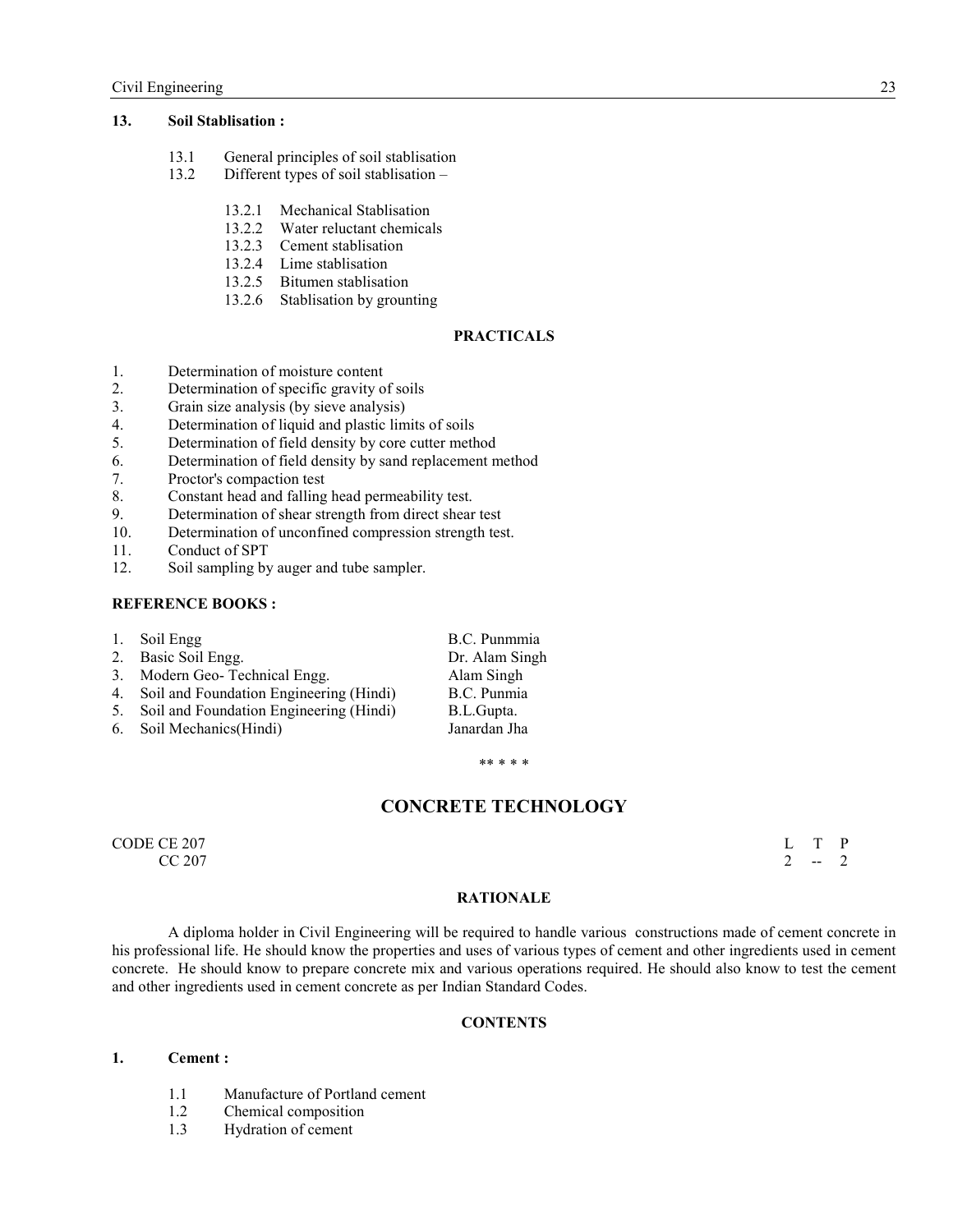**13. Soil Stablisation :**

- 13.1 General principles of soil stablisation
- 13.2 Different types of soil stablisation –
  - 13.2.1 Mechanical Stablisation
  - 13.2.2 Water reluctant chemicals
  - 13.2.3 Cement stablisation
  - 13.2.4 Lime stablisation
  - 13.2.5 Bitumen stablisation
  - 13.2.6 Stablisation by grounting

**PRACTICALS**

1. Determination of moisture content
2. Determination of specific gravity of soils
3. Grain size analysis (by sieve analysis)
4. Determination of liquid and plastic limits of soils
5. Determination of field density by core cutter method
6. Determination of field density by sand replacement method
7. Proctor's compaction test
8. Constant head and falling head permeability test.
9. Determination of shear strength from direct shear test
10. Determination of unconfined compression strength test.
11. Conduct of SPT
12. Soil sampling by auger and tube sampler.

**REFERENCE BOOKS :**

| | | |
|---|---|---|
| 1. | Soil Engg | B.C. Punmmia |
| 2. | Basic Soil Engg. | Dr. Alam Singh |
| 3. | Modern Geo- Technical Engg. | Alam Singh |
| 4. | Soil and Foundation Engineering (Hindi) | B.C. Punmia |
| 5. | Soil and Foundation Engineering (Hindi) | B.L.Gupta. |
| 6. | Soil Mechanics(Hindi) | Janardan Jha |

** * * *

## CONCRETE TECHNOLOGY

CODE CE 207
CC 207

| L | T | P |
|---|---|---|
| 2 | -- | 2 |

**RATIONALE**

A diploma holder in Civil Engineering will be required to handle various constructions made of cement concrete in his professional life. He should know the properties and uses of various types of cement and other ingredients used in cement concrete. He should know to prepare concrete mix and various operations required. He should also know to test the cement and other ingredients used in cement concrete as per Indian Standard Codes.

**CONTENTS**

**1. Cement :**

- 1.1 Manufacture of Portland cement
- 1.2 Chemical composition
- 1.3 Hydration of cement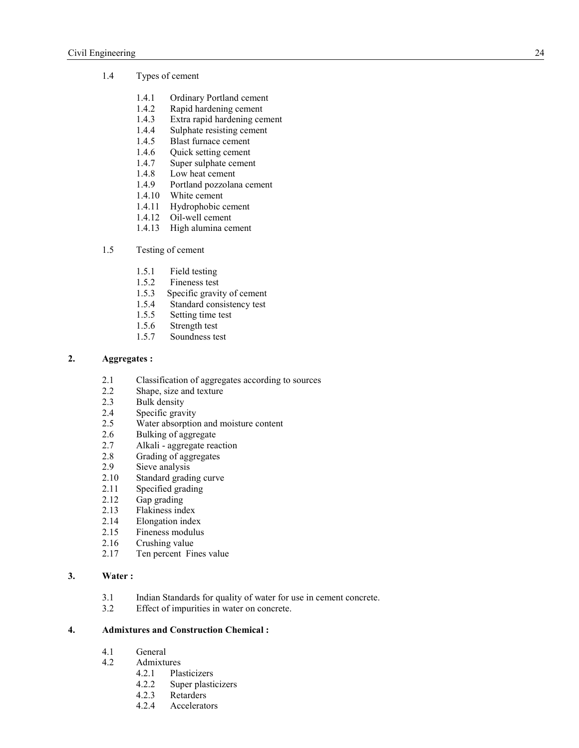1.4 Types of cement

- 1.4.1 Ordinary Portland cement
- 1.4.2 Rapid hardening cement
- 1.4.3 Extra rapid hardening cement
- 1.4.4 Sulphate resisting cement
- 1.4.5 Blast furnace cement
- 1.4.6 Quick setting cement
- 1.4.7 Super sulphate cement
- 1.4.8 Low heat cement
- 1.4.9 Portland pozzolana cement
- 1.4.10 White cement
- 1.4.11 Hydrophobic cement
- 1.4.12 Oil-well cement
- 1.4.13 High alumina cement

1.5 Testing of cement

- 1.5.1 Field testing
- 1.5.2 Fineness test
- 1.5.3 Specific gravity of cement
- 1.5.4 Standard consistency test
- 1.5.5 Setting time test
- 1.5.6 Strength test
- 1.5.7 Soundness test

## 2. Aggregates :

- 2.1 Classification of aggregates according to sources
- 2.2 Shape, size and texture
- 2.3 Bulk density
- 2.4 Specific gravity
- 2.5 Water absorption and moisture content
- 2.6 Bulking of aggregate
- 2.7 Alkali - aggregate reaction
- 2.8 Grading of aggregates
- 2.9 Sieve analysis
- 2.10 Standard grading curve
- 2.11 Specified grading
- 2.12 Gap grading
- 2.13 Flakiness index
- 2.14 Elongation index
- 2.15 Fineness modulus
- 2.16 Crushing value
- 2.17 Ten percent Fines value

## 3. Water :

- 3.1 Indian Standards for quality of water for use in cement concrete.
- 3.2 Effect of impurities in water on concrete.

## 4. Admixtures and Construction Chemical :

- 4.1 General
- 4.2 Admixtures
  - 4.2.1 Plasticizers
  - 4.2.2 Super plasticizers
  - 4.2.3 Retarders
  - 4.2.4 Accelerators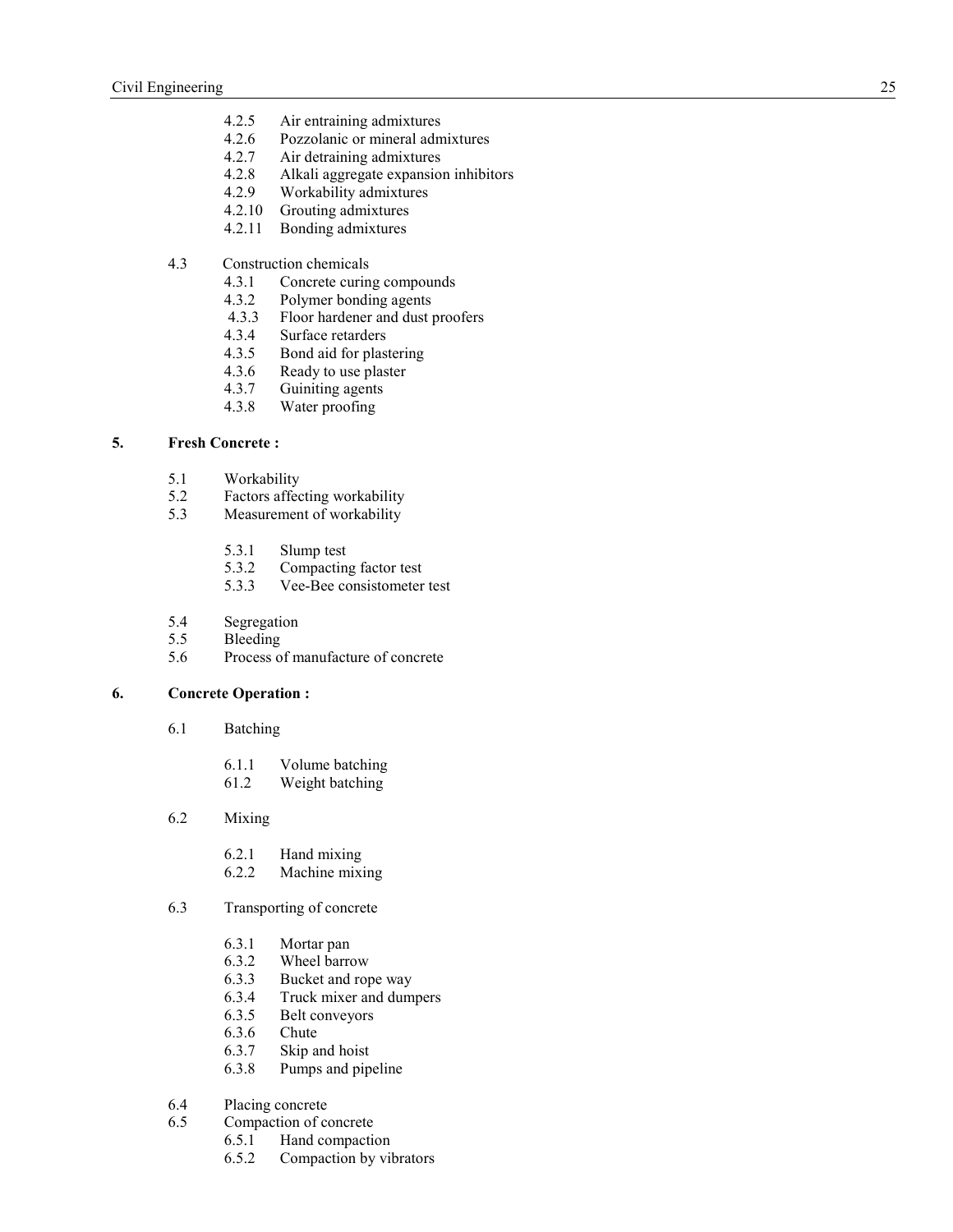- 4.2.5 Air entraining admixtures
- 4.2.6 Pozzolanic or mineral admixtures
- 4.2.7 Air detraining admixtures
- 4.2.8 Alkali aggregate expansion inhibitors
- 4.2.9 Workability admixtures
- 4.2.10 Grouting admixtures
- 4.2.11 Bonding admixtures

4.3 Construction chemicals

- 4.3.1 Concrete curing compounds
- 4.3.2 Polymer bonding agents
- 4.3.3 Floor hardener and dust proofers
- 4.3.4 Surface retarders
- 4.3.5 Bond aid for plastering
- 4.3.6 Ready to use plaster
- 4.3.7 Guiniting agents
- 4.3.8 Water proofing

**5. Fresh Concrete :**

- 5.1 Workability
- 5.2 Factors affecting workability
- 5.3 Measurement of workability
  - 5.3.1 Slump test
  - 5.3.2 Compacting factor test
  - 5.3.3 Vee-Bee consistometer test
- 5.4 Segregation
- 5.5 Bleeding
- 5.6 Process of manufacture of concrete

**6. Concrete Operation :**

- 6.1 Batching
  - 6.1.1 Volume batching
  - 61.2 Weight batching
- 6.2 Mixing
  - 6.2.1 Hand mixing
  - 6.2.2 Machine mixing
- 6.3 Transporting of concrete
  - 6.3.1 Mortar pan
  - 6.3.2 Wheel barrow
  - 6.3.3 Bucket and rope way
  - 6.3.4 Truck mixer and dumpers
  - 6.3.5 Belt conveyors
  - 6.3.6 Chute
  - 6.3.7 Skip and hoist
  - 6.3.8 Pumps and pipeline
- 6.4 Placing concrete
- 6.5 Compaction of concrete
  - 6.5.1 Hand compaction
  - 6.5.2 Compaction by vibrators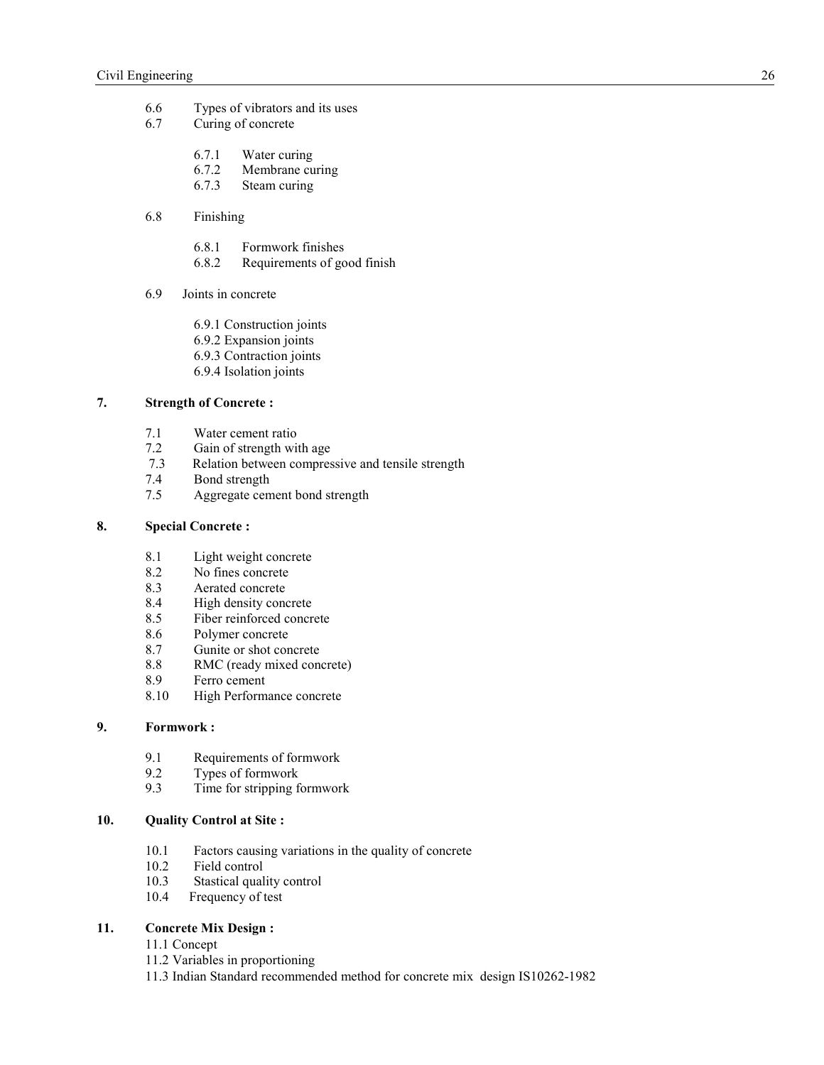6.6 Types of vibrators and its uses

6.7 Curing of concrete

- 6.7.1 Water curing
- 6.7.2 Membrane curing
- 6.7.3 Steam curing

6.8 Finishing

- 6.8.1 Formwork finishes
- 6.8.2 Requirements of good finish

6.9 Joints in concrete

- 6.9.1 Construction joints
- 6.9.2 Expansion joints
- 6.9.3 Contraction joints
- 6.9.4 Isolation joints

**7. Strength of Concrete :**

- 7.1 Water cement ratio
- 7.2 Gain of strength with age
- 7.3 Relation between compressive and tensile strength
- 7.4 Bond strength
- 7.5 Aggregate cement bond strength

**8. Special Concrete :**

- 8.1 Light weight concrete
- 8.2 No fines concrete
- 8.3 Aerated concrete
- 8.4 High density concrete
- 8.5 Fiber reinforced concrete
- 8.6 Polymer concrete
- 8.7 Gunite or shot concrete
- 8.8 RMC (ready mixed concrete)
- 8.9 Ferro cement
- 8.10 High Performance concrete

**9. Formwork :**

- 9.1 Requirements of formwork
- 9.2 Types of formwork
- 9.3 Time for stripping formwork

**10. Quality Control at Site :**

- 10.1 Factors causing variations in the quality of concrete
- 10.2 Field control
- 10.3 Stastical quality control
- 10.4 Frequency of test

**11. Concrete Mix Design :**

- 11.1 Concept
- 11.2 Variables in proportioning
- 11.3 Indian Standard recommended method for concrete mix design IS10262-1982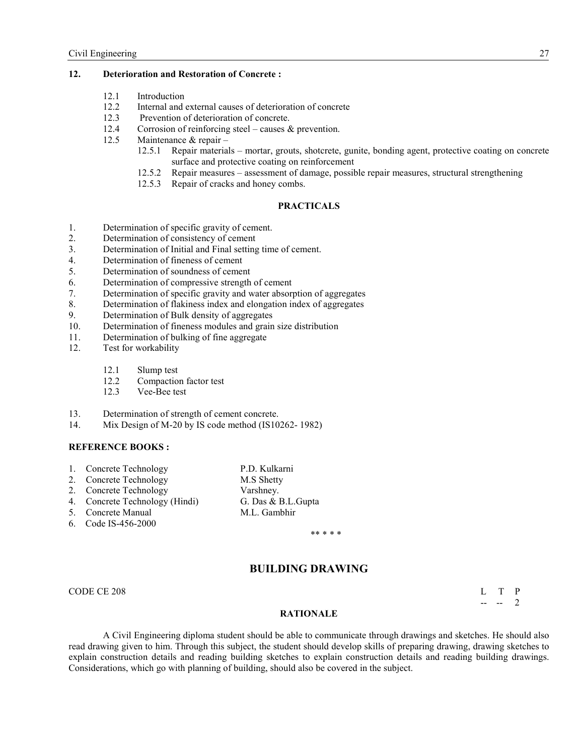**12. Deterioration and Restoration of Concrete :**

- 12.1 Introduction
- 12.2 Internal and external causes of deterioration of concrete
- 12.3 Prevention of deterioration of concrete.
- 12.4 Corrosion of reinforcing steel – causes & prevention.
- 12.5 Maintenance & repair –
  - 12.5.1 Repair materials – mortar, grouts, shotcrete, gunite, bonding agent, protective coating on concrete surface and protective coating on reinforcement
  - 12.5.2 Repair measures – assessment of damage, possible repair measures, structural strengthening
  - 12.5.3 Repair of cracks and honey combs.

## PRACTICALS

1. Determination of specific gravity of cement.
2. Determination of consistency of cement
3. Determination of Initial and Final setting time of cement.
4. Determination of fineness of cement
5. Determination of soundness of cement
6. Determination of compressive strength of cement
7. Determination of specific gravity and water absorption of aggregates
8. Determination of flakiness index and elongation index of aggregates
9. Determination of Bulk density of aggregates
10. Determination of fineness modules and grain size distribution
11. Determination of bulking of fine aggregate
12. Test for workability
    - 12.1 Slump test
    - 12.2 Compaction factor test
    - 12.3 Vee-Bee test
13. Determination of strength of cement concrete.
14. Mix Design of M-20 by IS code method (IS10262- 1982)

**REFERENCE BOOKS :**

| | |
|---|---|
| 1. Concrete Technology | P.D. Kulkarni |
| 2. Concrete Technology | M.S Shetty |
| 2. Concrete Technology | Varshney. |
| 4. Concrete Technology (Hindi) | G. Das & B.L.Gupta |
| 5. Concrete Manual | M.L. Gambhir |
| 6. Code IS-456-2000 | |

** * * *

## BUILDING DRAWING

CODE CE 208

| L | T | P |
|---|---|---|
| -- | -- | 2 |

### RATIONALE

A Civil Engineering diploma student should be able to communicate through drawings and sketches. He should also read drawing given to him. Through this subject, the student should develop skills of preparing drawing, drawing sketches to explain construction details and reading building sketches to explain construction details and reading building drawings. Considerations, which go with planning of building, should also be covered in the subject.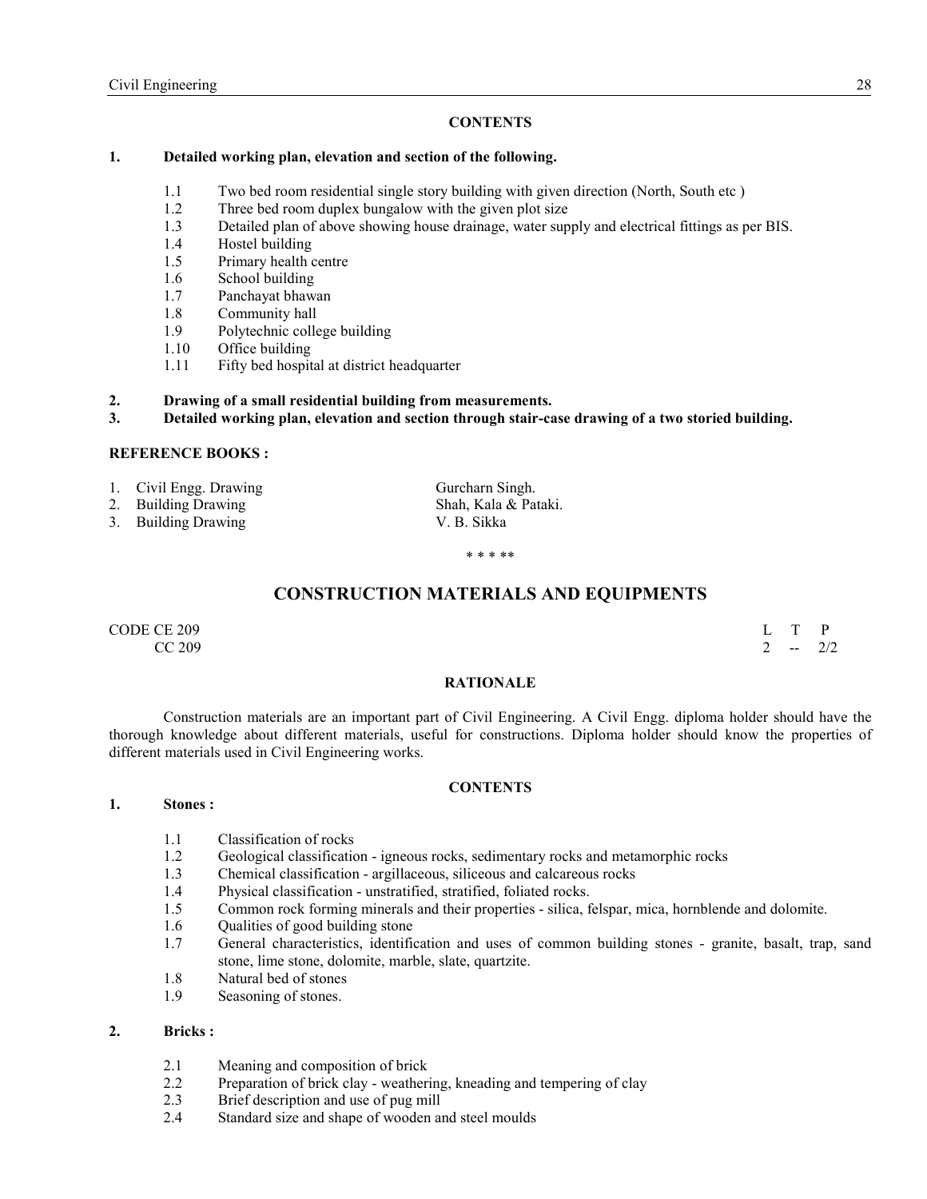**CONTENTS**

**1. Detailed working plan, elevation and section of the following.**

- 1.1 Two bed room residential single story building with given direction (North, South etc )
- 1.2 Three bed room duplex bungalow with the given plot size
- 1.3 Detailed plan of above showing house drainage, water supply and electrical fittings as per BIS.
- 1.4 Hostel building
- 1.5 Primary health centre
- 1.6 School building
- 1.7 Panchayat bhawan
- 1.8 Community hall
- 1.9 Polytechnic college building
- 1.10 Office building
- 1.11 Fifty bed hospital at district headquarter

**2. Drawing of a small residential building from measurements.**

**3. Detailed working plan, elevation and section through stair-case drawing of a two storied building.**

**REFERENCE BOOKS :**

| | |
|---|---|
| 1. Civil Engg. Drawing | Gurcharn Singh. |
| 2. Building Drawing | Shah, Kala & Pataki. |
| 3. Building Drawing | V. B. Sikka |

\* \* \* \*\*

## CONSTRUCTION MATERIALS AND EQUIPMENTS

| CODE | | L | T | P |
|---|---|---|---|---|
| CE 209 | | | | |
| CC 209 | | 2 | -- | 2/2 |

**RATIONALE**

Construction materials are an important part of Civil Engineering. A Civil Engg. diploma holder should have the thorough knowledge about different materials, useful for constructions. Diploma holder should know the properties of different materials used in Civil Engineering works.

**CONTENTS**

**1. Stones :**

- 1.1 Classification of rocks
- 1.2 Geological classification - igneous rocks, sedimentary rocks and metamorphic rocks
- 1.3 Chemical classification - argillaceous, siliceous and calcareous rocks
- 1.4 Physical classification - unstratified, stratified, foliated rocks.
- 1.5 Common rock forming minerals and their properties - silica, felspar, mica, hornblende and dolomite.
- 1.6 Qualities of good building stone
- 1.7 General characteristics, identification and uses of common building stones - granite, basalt, trap, sand stone, lime stone, dolomite, marble, slate, quartzite.
- 1.8 Natural bed of stones
- 1.9 Seasoning of stones.

**2. Bricks :**

- 2.1 Meaning and composition of brick
- 2.2 Preparation of brick clay - weathering, kneading and tempering of clay
- 2.3 Brief description and use of pug mill
- 2.4 Standard size and shape of wooden and steel moulds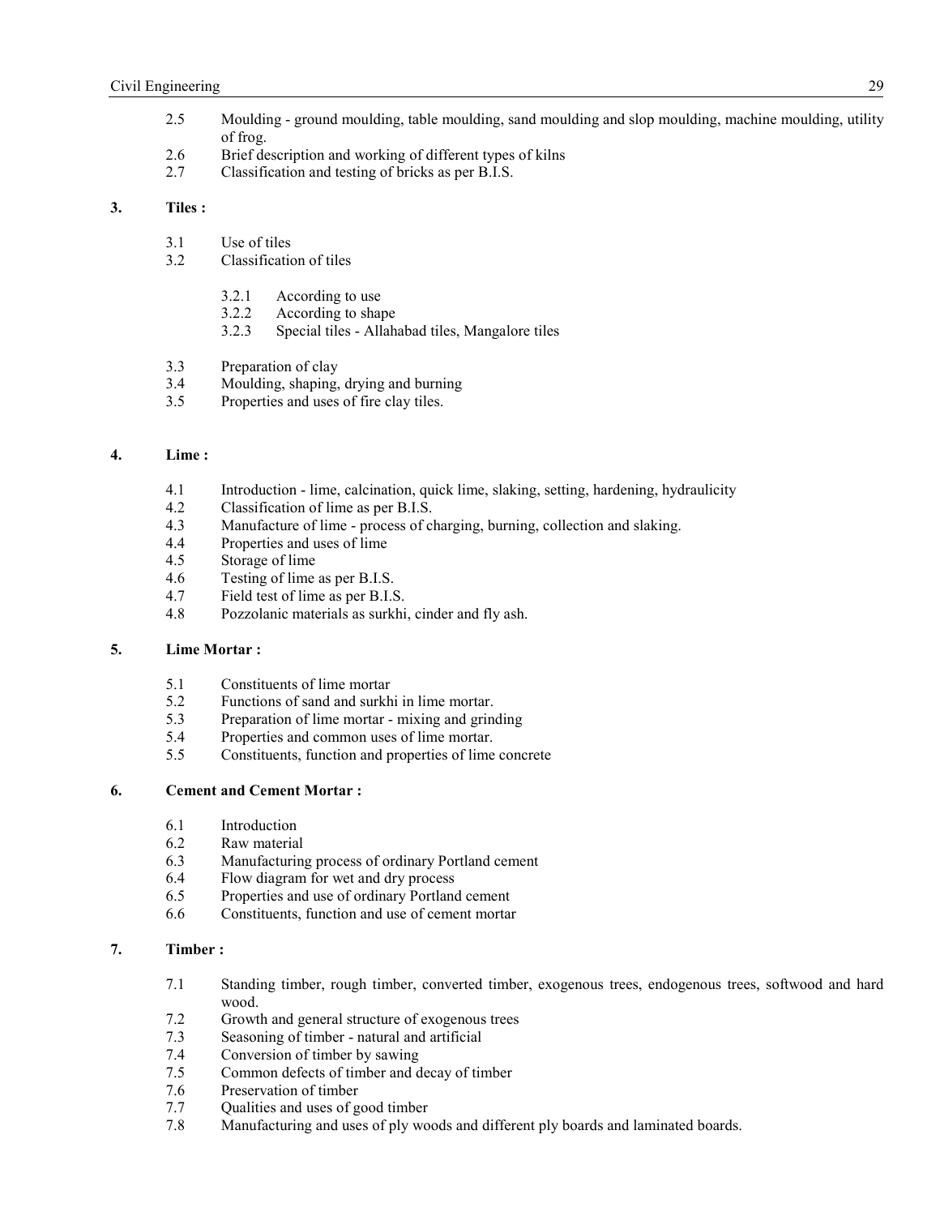2.5 Moulding - ground moulding, table moulding, sand moulding and slop moulding, machine moulding, utility of frog.
2.6 Brief description and working of different types of kilns
2.7 Classification and testing of bricks as per B.I.S.

**3. Tiles :**

3.1 Use of tiles
3.2 Classification of tiles

3.2.1 According to use
3.2.2 According to shape
3.2.3 Special tiles - Allahabad tiles, Mangalore tiles

3.3 Preparation of clay
3.4 Moulding, shaping, drying and burning
3.5 Properties and uses of fire clay tiles.

**4. Lime :**

4.1 Introduction - lime, calcination, quick lime, slaking, setting, hardening, hydraulicity
4.2 Classification of lime as per B.I.S.
4.3 Manufacture of lime - process of charging, burning, collection and slaking.
4.4 Properties and uses of lime
4.5 Storage of lime
4.6 Testing of lime as per B.I.S.
4.7 Field test of lime as per B.I.S.
4.8 Pozzolanic materials as surkhi, cinder and fly ash.

**5. Lime Mortar :**

5.1 Constituents of lime mortar
5.2 Functions of sand and surkhi in lime mortar.
5.3 Preparation of lime mortar - mixing and grinding
5.4 Properties and common uses of lime mortar.
5.5 Constituents, function and properties of lime concrete

**6. Cement and Cement Mortar :**

6.1 Introduction
6.2 Raw material
6.3 Manufacturing process of ordinary Portland cement
6.4 Flow diagram for wet and dry process
6.5 Properties and use of ordinary Portland cement
6.6 Constituents, function and use of cement mortar

**7. Timber :**

7.1 Standing timber, rough timber, converted timber, exogenous trees, endogenous trees, softwood and hard wood.
7.2 Growth and general structure of exogenous trees
7.3 Seasoning of timber - natural and artificial
7.4 Conversion of timber by sawing
7.5 Common defects of timber and decay of timber
7.6 Preservation of timber
7.7 Qualities and uses of good timber
7.8 Manufacturing and uses of ply woods and different ply boards and laminated boards.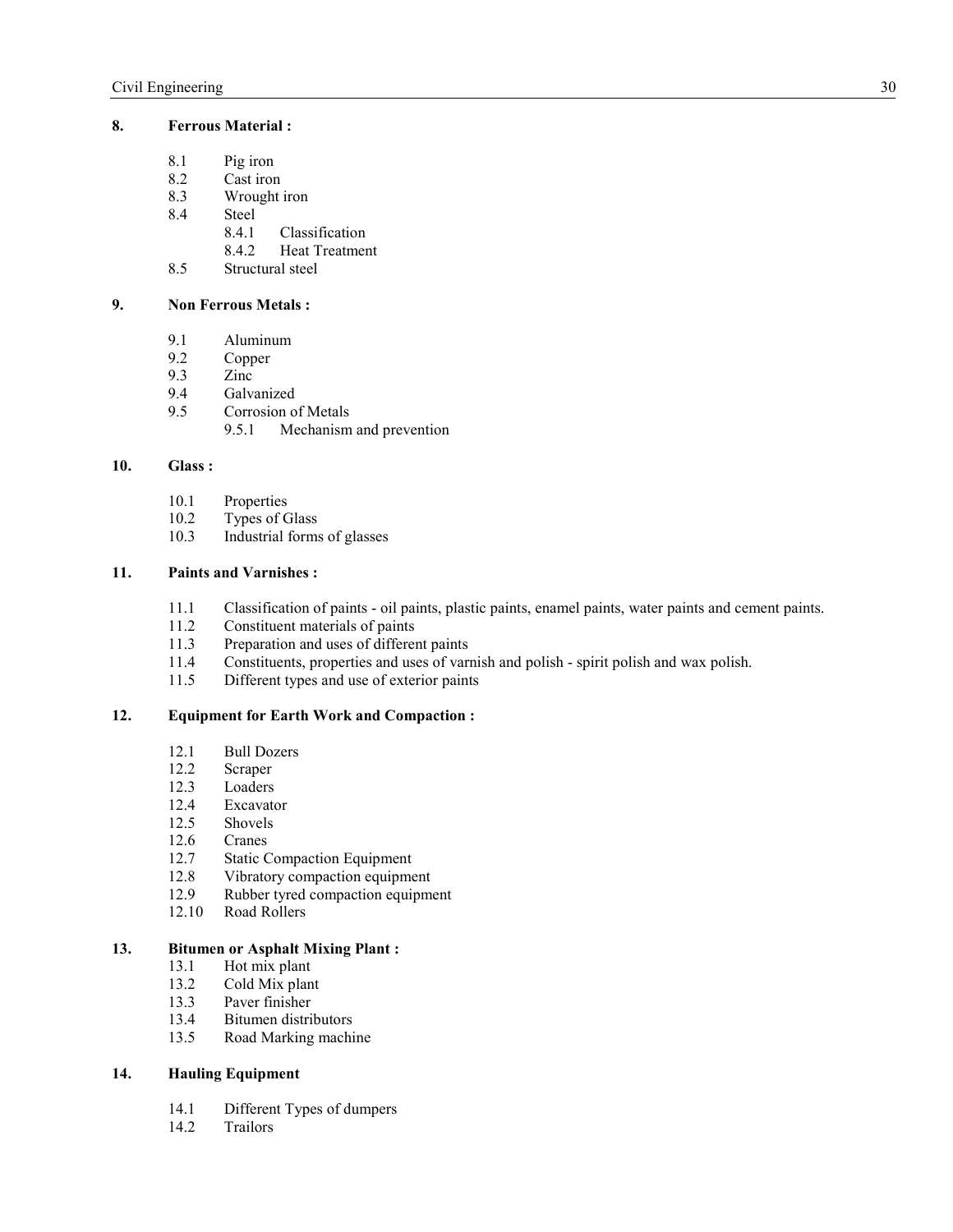**8. Ferrous Material :**

- 8.1 Pig iron
- 8.2 Cast iron
- 8.3 Wrought iron
- 8.4 Steel
  - 8.4.1 Classification
  - 8.4.2 Heat Treatment
- 8.5 Structural steel

**9. Non Ferrous Metals :**

- 9.1 Aluminum
- 9.2 Copper
- 9.3 Zinc
- 9.4 Galvanized
- 9.5 Corrosion of Metals
  - 9.5.1 Mechanism and prevention

**10. Glass :**

- 10.1 Properties
- 10.2 Types of Glass
- 10.3 Industrial forms of glasses

**11. Paints and Varnishes :**

- 11.1 Classification of paints - oil paints, plastic paints, enamel paints, water paints and cement paints.
- 11.2 Constituent materials of paints
- 11.3 Preparation and uses of different paints
- 11.4 Constituents, properties and uses of varnish and polish - spirit polish and wax polish.
- 11.5 Different types and use of exterior paints

**12. Equipment for Earth Work and Compaction :**

- 12.1 Bull Dozers
- 12.2 Scraper
- 12.3 Loaders
- 12.4 Excavator
- 12.5 Shovels
- 12.6 Cranes
- 12.7 Static Compaction Equipment
- 12.8 Vibratory compaction equipment
- 12.9 Rubber tyred compaction equipment
- 12.10 Road Rollers

**13. Bitumen or Asphalt Mixing Plant :**

- 13.1 Hot mix plant
- 13.2 Cold Mix plant
- 13.3 Paver finisher
- 13.4 Bitumen distributors
- 13.5 Road Marking machine

**14. Hauling Equipment**

- 14.1 Different Types of dumpers
- 14.2 Trailors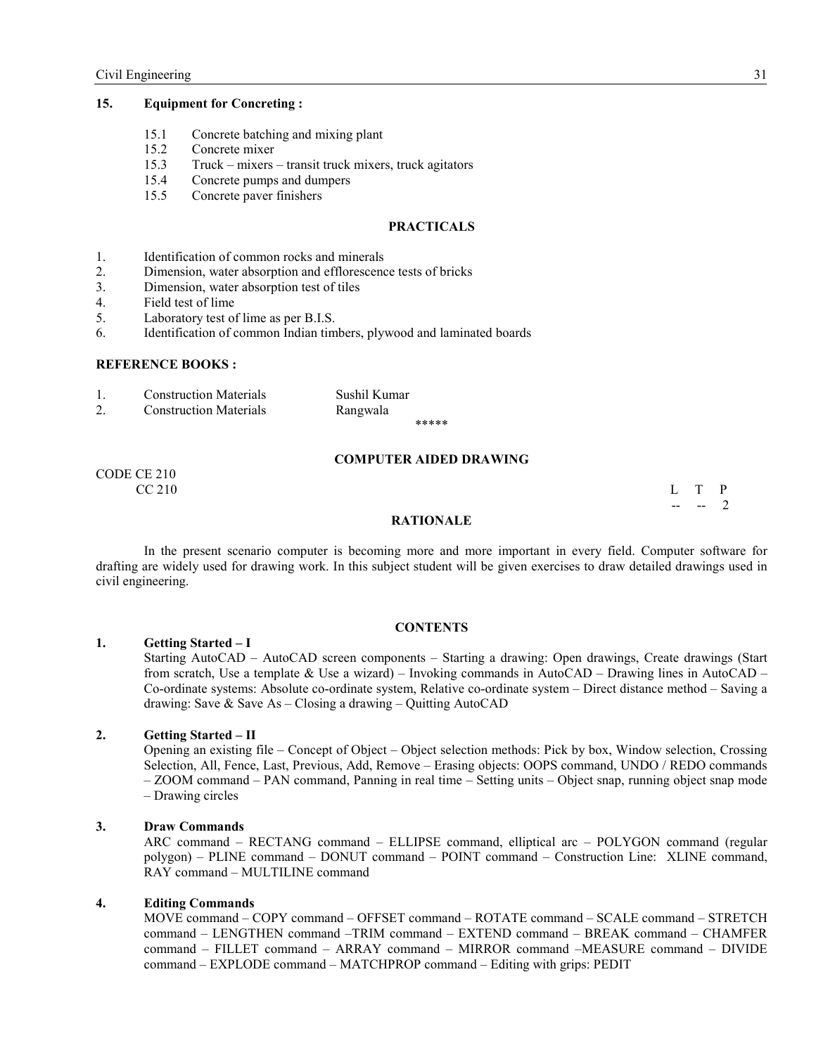## 15. Equipment for Concreting :

- 15.1 Concrete batching and mixing plant
- 15.2 Concrete mixer
- 15.3 Truck – mixers – transit truck mixers, truck agitators
- 15.4 Concrete pumps and dumpers
- 15.5 Concrete paver finishers

### PRACTICALS

1. Identification of common rocks and minerals
2. Dimension, water absorption and efflorescence tests of bricks
3. Dimension, water absorption test of tiles
4. Field test of lime
5. Laboratory test of lime as per B.I.S.
6. Identification of common Indian timbers, plywood and laminated boards

### REFERENCE BOOKS :

| | | |
|---|---|---|
| 1. | Construction Materials | Sushil Kumar |
| 2. | Construction Materials | Rangwala |

*****

# COMPUTER AIDED DRAWING

CODE CE 210
CC 210

| L | T | P |
|---|---|---|
| -- | -- | 2 |

### RATIONALE

In the present scenario computer is becoming more and more important in every field. Computer software for drafting are widely used for drawing work. In this subject student will be given exercises to draw detailed drawings used in civil engineering.

### CONTENTS

**1. Getting Started – I**

Starting AutoCAD – AutoCAD screen components – Starting a drawing: Open drawings, Create drawings (Start from scratch, Use a template & Use a wizard) – Invoking commands in AutoCAD – Drawing lines in AutoCAD – Co-ordinate systems: Absolute co-ordinate system, Relative co-ordinate system – Direct distance method – Saving a drawing: Save & Save As – Closing a drawing – Quitting AutoCAD

**2. Getting Started – II**

Opening an existing file – Concept of Object – Object selection methods: Pick by box, Window selection, Crossing Selection, All, Fence, Last, Previous, Add, Remove – Erasing objects: OOPS command, UNDO / REDO commands – ZOOM command – PAN command, Panning in real time – Setting units – Object snap, running object snap mode – Drawing circles

**3. Draw Commands**

ARC command – RECTANG command – ELLIPSE command, elliptical arc – POLYGON command (regular polygon) – PLINE command – DONUT command – POINT command – Construction Line: XLINE command, RAY command – MULTILINE command

**4. Editing Commands**

MOVE command – COPY command – OFFSET command – ROTATE command – SCALE command – STRETCH command – LENGTHEN command –TRIM command – EXTEND command – BREAK command – CHAMFER command – FILLET command – ARRAY command – MIRROR command –MEASURE command – DIVIDE command – EXPLODE command – MATCHPROP command – Editing with grips: PEDIT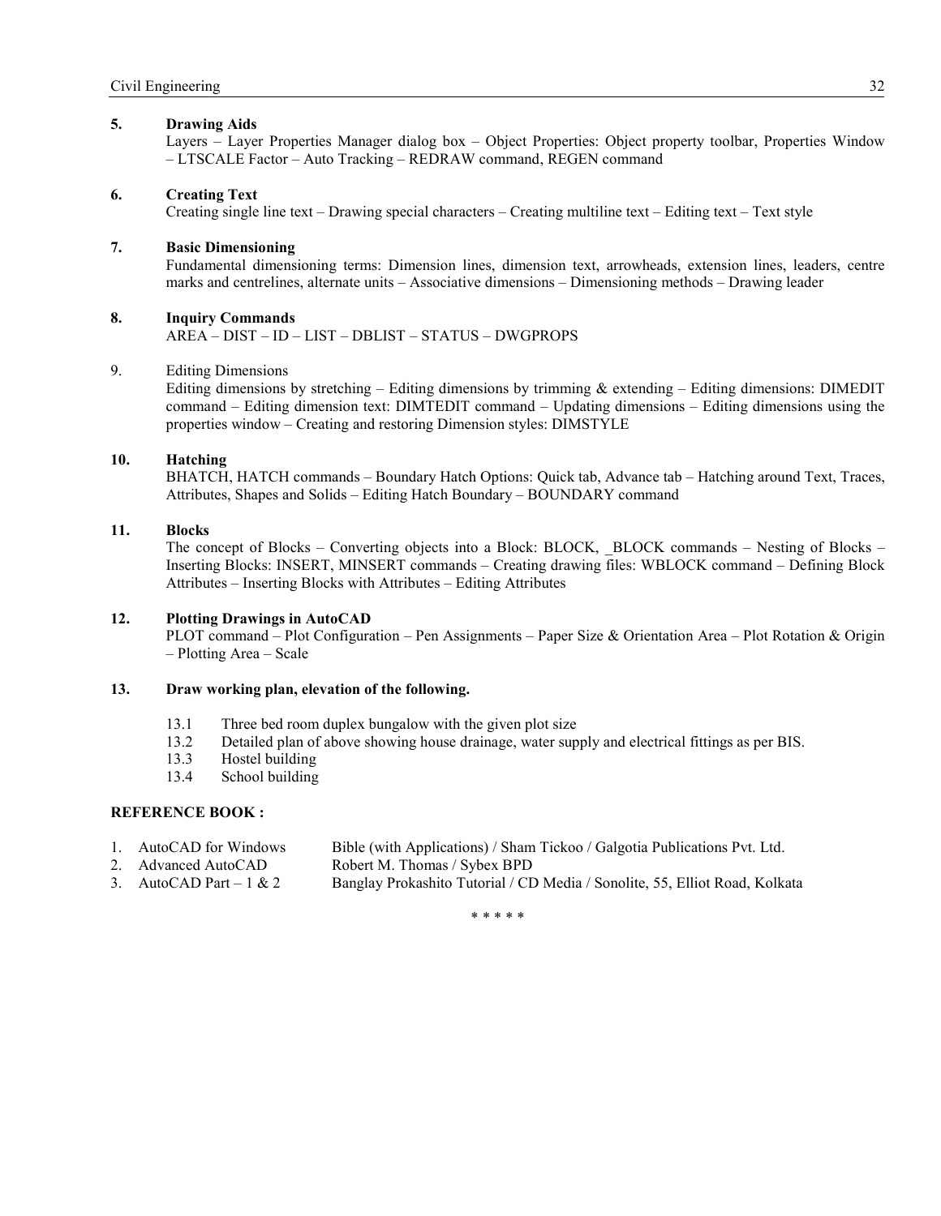**5. Drawing Aids**

Layers – Layer Properties Manager dialog box – Object Properties: Object property toolbar, Properties Window – LTSCALE Factor – Auto Tracking – REDRAW command, REGEN command

**6. Creating Text**

Creating single line text – Drawing special characters – Creating multiline text – Editing text – Text style

**7. Basic Dimensioning**

Fundamental dimensioning terms: Dimension lines, dimension text, arrowheads, extension lines, leaders, centre marks and centrelines, alternate units – Associative dimensions – Dimensioning methods – Drawing leader

**8. Inquiry Commands**

AREA – DIST – ID – LIST – DBLIST – STATUS – DWGPROPS

9. Editing Dimensions

Editing dimensions by stretching – Editing dimensions by trimming & extending – Editing dimensions: DIMEDIT command – Editing dimension text: DIMTEDIT command – Updating dimensions – Editing dimensions using the properties window – Creating and restoring Dimension styles: DIMSTYLE

**10. Hatching**

BHATCH, HATCH commands – Boundary Hatch Options: Quick tab, Advance tab – Hatching around Text, Traces, Attributes, Shapes and Solids – Editing Hatch Boundary – BOUNDARY command

**11. Blocks**

The concept of Blocks – Converting objects into a Block: BLOCK, _BLOCK commands – Nesting of Blocks – Inserting Blocks: INSERT, MINSERT commands – Creating drawing files: WBLOCK command – Defining Block Attributes – Inserting Blocks with Attributes – Editing Attributes

**12. Plotting Drawings in AutoCAD**

PLOT command – Plot Configuration – Pen Assignments – Paper Size & Orientation Area – Plot Rotation & Origin – Plotting Area – Scale

**13. Draw working plan, elevation of the following.**

- 13.1 Three bed room duplex bungalow with the given plot size
- 13.2 Detailed plan of above showing house drainage, water supply and electrical fittings as per BIS.
- 13.3 Hostel building
- 13.4 School building

**REFERENCE BOOK :**

1. AutoCAD for Windows — Bible (with Applications) / Sham Tickoo / Galgotia Publications Pvt. Ltd.
2. Advanced AutoCAD — Robert M. Thomas / Sybex BPD
3. AutoCAD Part – 1 & 2 — Banglay Prokashito Tutorial / CD Media / Sonolite, 55, Elliot Road, Kolkata

\* \* \* \* \*